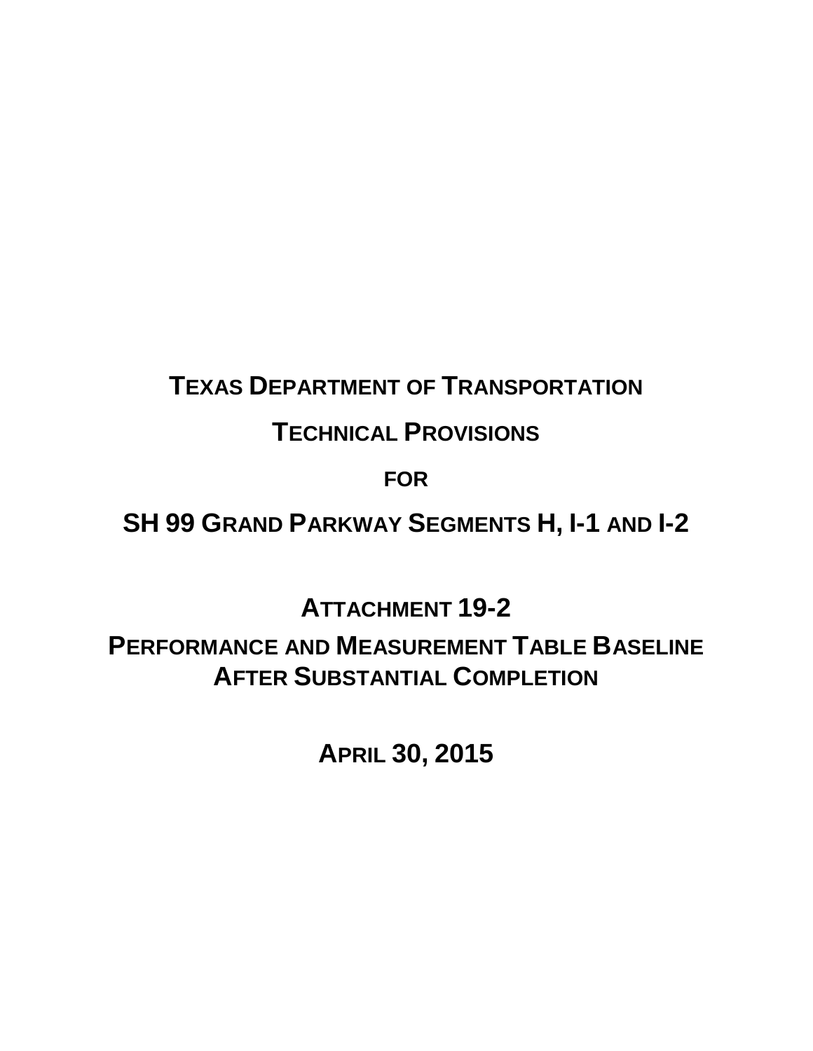# TEXAS DEPARTMENT OF TRANSPORTATION

# TECHNICAL PROVISIONS

# FOR

# SH 99 GRAND PARKWAY SEGMENTS H, I-1 AND I-2

## ATTACHMENT 19-2

## PERFORMANCE AND MEASUREMENT TABLE BASELINE AFTER SUBSTANTIAL COMPLETION

## APRIL 30, 2015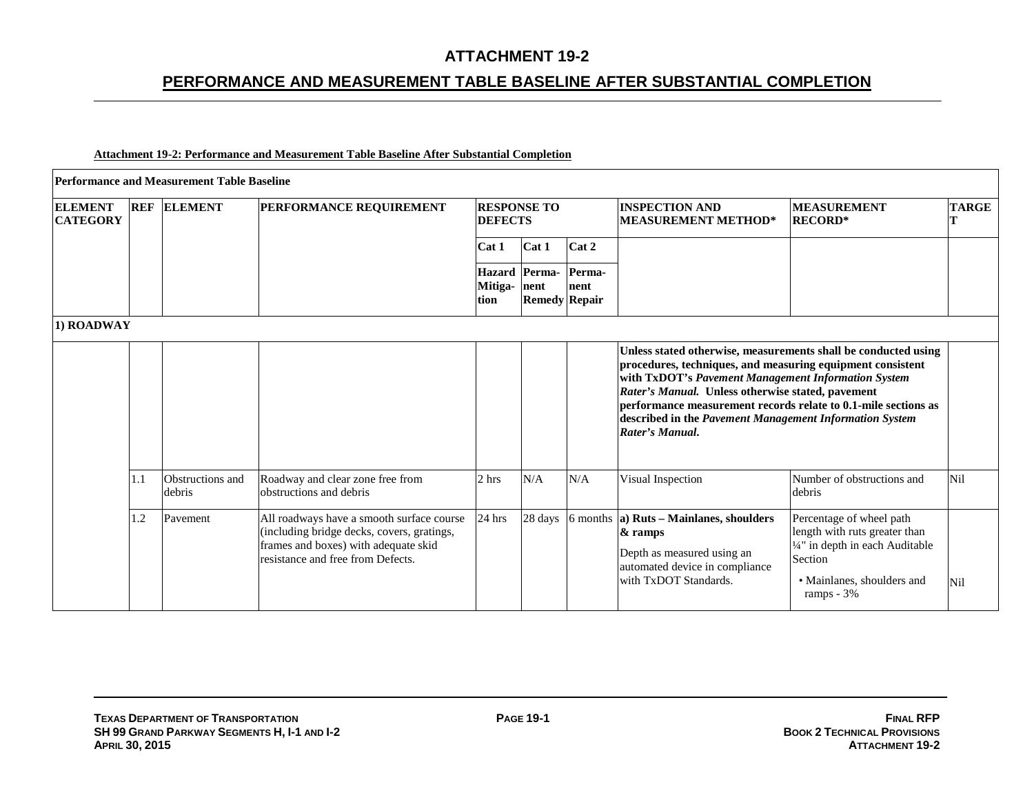# ATTACHMENT 19-2

## PERFORMANCE AND MEASUREMENT TABLE BASELINE AFTER SUBSTANTIAL COMPLETION

**Attachment 19-2: Performance and Measurement Table Baseline After Substantial Completion**

| **Performance and Measurement Table Baseline** | | | | | | | | | |
|---|---|---|---|---|---|---|---|---|---|
| **ELEMENT CATEGORY** | **REF** | **ELEMENT** | **PERFORMANCE REQUIREMENT** | **RESPONSE TO DEFECTS** | | | **INSPECTION AND MEASUREMENT METHOD*** | **MEASUREMENT RECORD*** | **TARGET** |
| | | | | **Cat 1** | **Cat 1** | **Cat 2** | | | |
| | | | | **Hazard Mitigation** | **Permanent Remedy** | **Permanent Repair** | | | |
| **1) ROADWAY** | | | | | | | | | |
| | | | | | | | **Unless stated otherwise, measurements shall be conducted using procedures, techniques, and measuring equipment consistent with TxDOT's *Pavement Management Information System Rater's Manual.* Unless otherwise stated, pavement performance measurement records relate to 0.1-mile sections as described in the *Pavement Management Information System Rater's Manual*.** | | |
| | 1.1 | Obstructions and debris | Roadway and clear zone free from obstructions and debris | 2 hrs | N/A | N/A | Visual Inspection | Number of obstructions and debris | Nil |
| | 1.2 | Pavement | All roadways have a smooth surface course (including bridge decks, covers, gratings, frames and boxes) with adequate skid resistance and free from Defects. | 24 hrs | 28 days | 6 months | **a) Ruts – Mainlanes, shoulders & ramps**<br>Depth as measured using an automated device in compliance with TxDOT Standards. | Percentage of wheel path length with ruts greater than ¼" in depth in each Auditable Section<br>• Mainlanes, shoulders and ramps - 3% | Nil |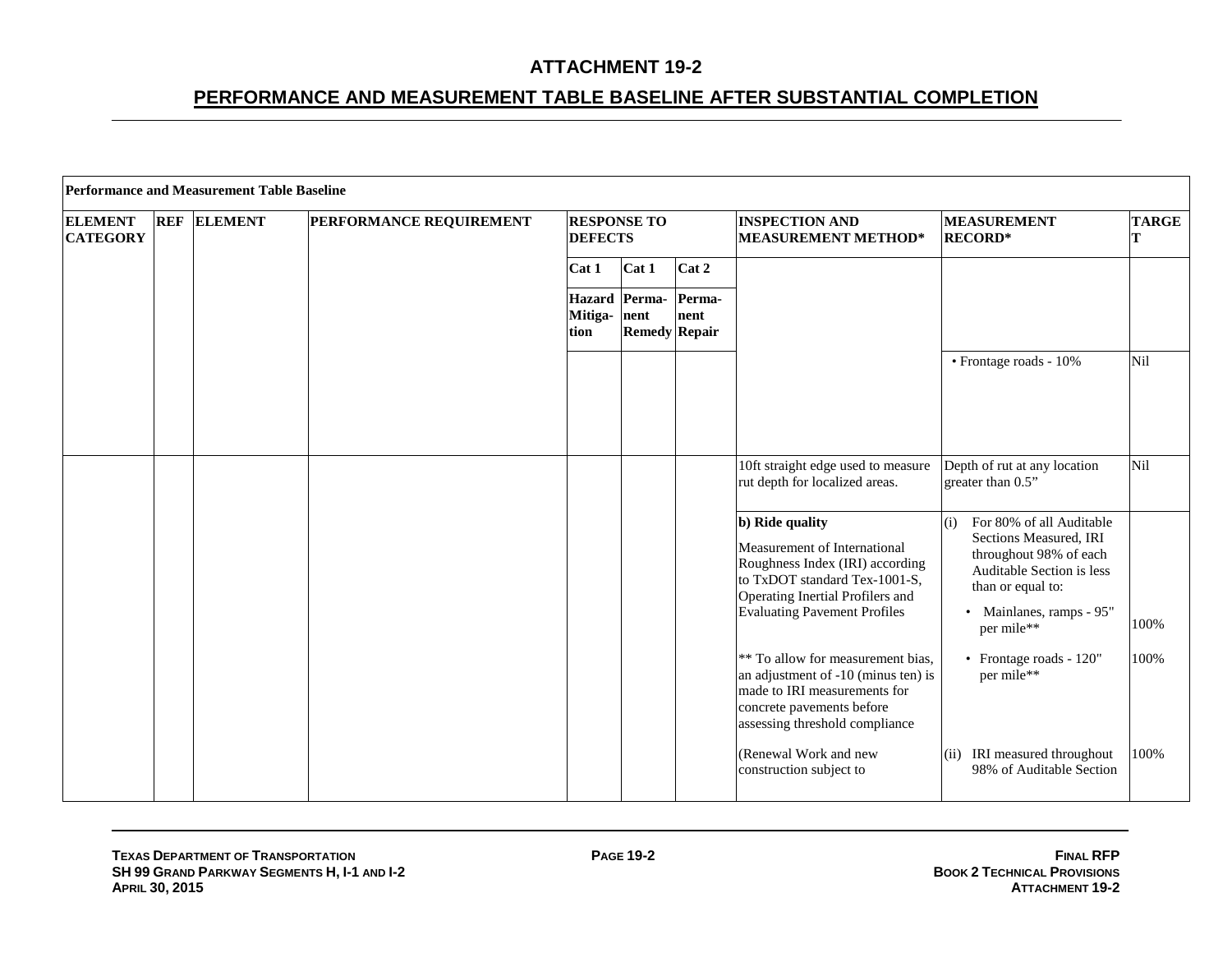# ATTACHMENT 19-2

## PERFORMANCE AND MEASUREMENT TABLE BASELINE AFTER SUBSTANTIAL COMPLETION

| Performance and Measurement Table Baseline | | | | | | | | | |
|---|---|---|---|---|---|---|---|---|---|
| **ELEMENT CATEGORY** | **REF** | **ELEMENT** | **PERFORMANCE REQUIREMENT** | **RESPONSE TO DEFECTS** | | | **INSPECTION AND MEASUREMENT METHOD*** | **MEASUREMENT RECORD*** | **TARGET** |
| | | | | **Cat 1** | **Cat 1** | **Cat 2** | | | |
| | | | | **Hazard Mitigation** | **Permanent Remedy** | **Permanent Repair** | | | |
| | | | | | | | | • Frontage roads - 10% | Nil |
| | | | | | | | 10ft straight edge used to measure rut depth for localized areas. | Depth of rut at any location greater than 0.5" | Nil |
| | | | | | | | **b) Ride quality**<br>Measurement of International Roughness Index (IRI) according to TxDOT standard Tex-1001-S, Operating Inertial Profilers and Evaluating Pavement Profiles | (i) For 80% of all Auditable Sections Measured, IRI throughout 98% of each Auditable Section is less than or equal to: | |
| | | | | | | | | • Mainlanes, ramps - 95" per mile** | 100% |
| | | | | | | | ** To allow for measurement bias, an adjustment of -10 (minus ten) is made to IRI measurements for concrete pavements before assessing threshold compliance | • Frontage roads - 120" per mile** | 100% |
| | | | | | | | (Renewal Work and new construction subject to | (ii) IRI measured throughout 98% of Auditable Section | 100% |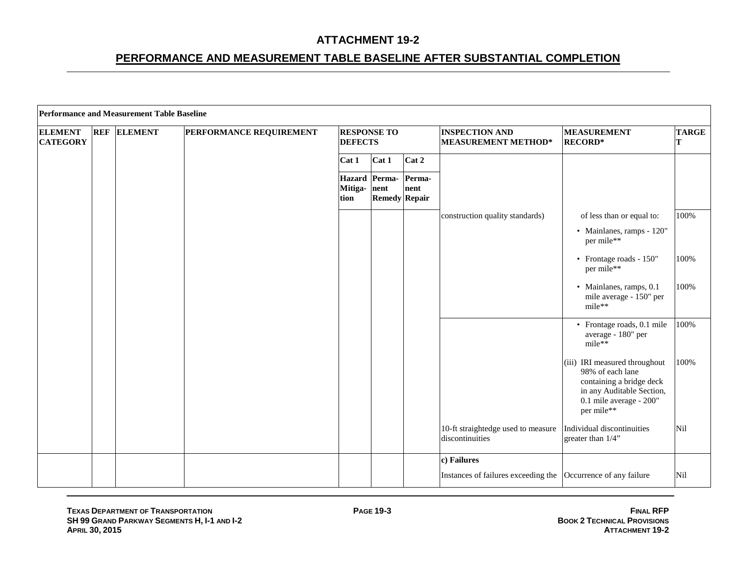# ATTACHMENT 19-2

## PERFORMANCE AND MEASUREMENT TABLE BASELINE AFTER SUBSTANTIAL COMPLETION

| **Performance and Measurement Table Baseline** | | | | | | | | | |
|---|---|---|---|---|---|---|---|---|---|
| **ELEMENT CATEGORY** | **REF** | **ELEMENT** | **PERFORMANCE REQUIREMENT** | **RESPONSE TO DEFECTS** | | | **INSPECTION AND MEASUREMENT METHOD*** | **MEASUREMENT RECORD*** | **TARGET** |
| | | | | **Cat 1** | **Cat 1** | **Cat 2** | | | |
| | | | | **Hazard Mitigation** | **Permanent Remedy** | **Permanent Repair** | | | |
| | | | | | | | construction quality standards) | of less than or equal to: | 100% |
| | | | | | | | | • Mainlanes, ramps - 120" per mile** | |
| | | | | | | | | • Frontage roads - 150" per mile** | 100% |
| | | | | | | | | • Mainlanes, ramps, 0.1 mile average - 150" per mile** | 100% |
| | | | | | | | | • Frontage roads, 0.1 mile average - 180" per mile** | 100% |
| | | | | | | | | (iii) IRI measured throughout 98% of each lane containing a bridge deck in any Auditable Section, 0.1 mile average - 200" per mile** | 100% |
| | | | | | | | 10-ft straightedge used to measure discontinuities | Individual discontinuities greater than 1/4” | Nil |
| | | | | | | | **c) Failures** | | |
| | | | | | | | Instances of failures exceeding the | Occurrence of any failure | Nil |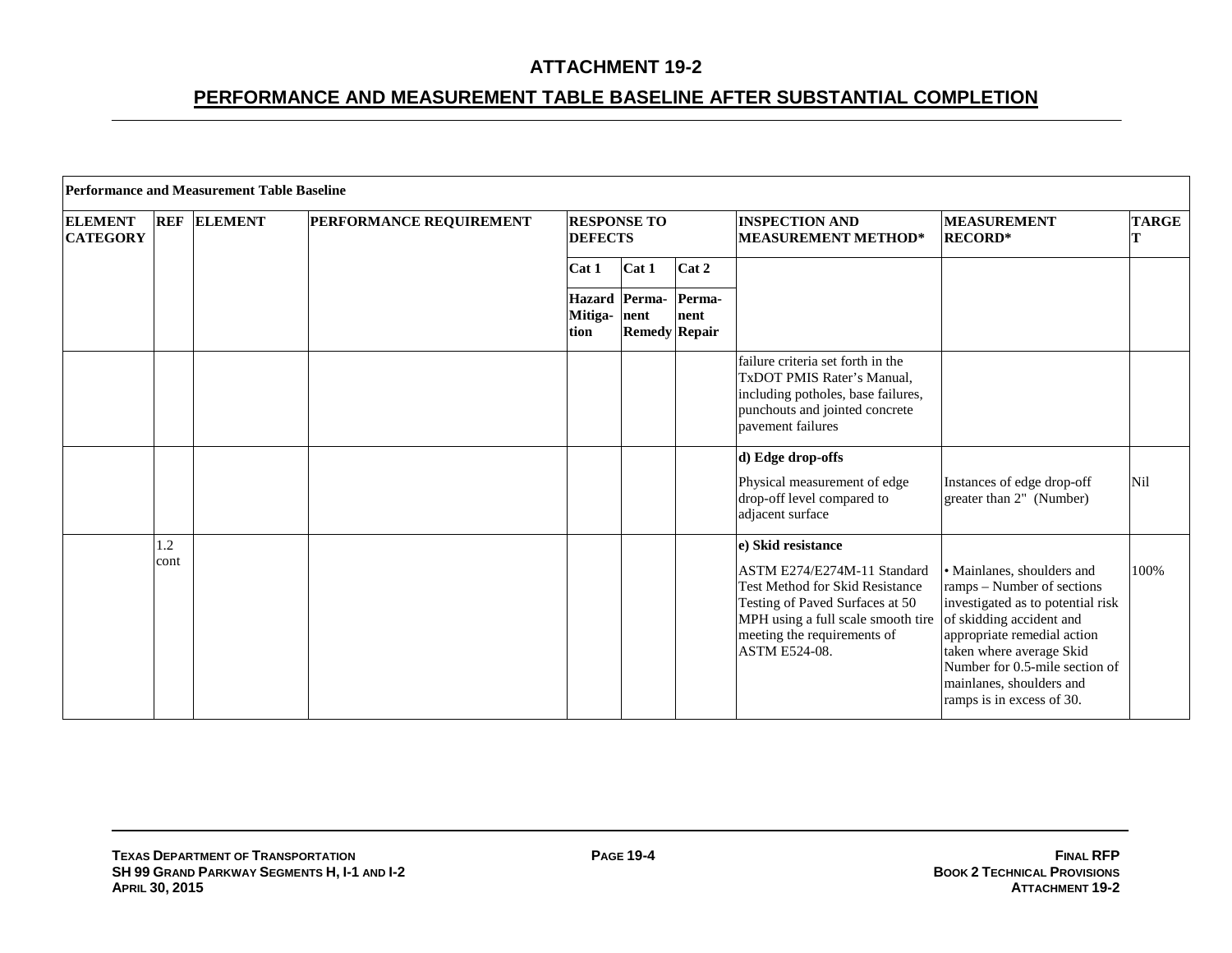# ATTACHMENT 19-2

## PERFORMANCE AND MEASUREMENT TABLE BASELINE AFTER SUBSTANTIAL COMPLETION

| **Performance and Measurement Table Baseline** | | | | | | | | | |
|---|---|---|---|---|---|---|---|---|---|
| **ELEMENT CATEGORY** | **REF** | **ELEMENT** | **PERFORMANCE REQUIREMENT** | **RESPONSE TO DEFECTS** | | | **INSPECTION AND MEASUREMENT METHOD*** | **MEASUREMENT RECORD*** | **TARGET** |
| | | | | **Cat 1** | **Cat 1** | **Cat 2** | | | |
| | | | | **Hazard Mitigation** | **Permanent Remedy** | **Permanent Repair** | | | |
| | | | | | | | failure criteria set forth in the TxDOT PMIS Rater's Manual, including potholes, base failures, punchouts and jointed concrete pavement failures | | |
| | | | | | | | **d) Edge drop-offs** Physical measurement of edge drop-off level compared to adjacent surface | Instances of edge drop-off greater than 2" (Number) | Nil |
| | 1.2 cont | | | | | | **e) Skid resistance** ASTM E274/E274M-11 Standard Test Method for Skid Resistance Testing of Paved Surfaces at 50 MPH using a full scale smooth tire meeting the requirements of ASTM E524-08. | • Mainlanes, shoulders and ramps – Number of sections investigated as to potential risk of skidding accident and appropriate remedial action taken where average Skid Number for 0.5-mile section of mainlanes, shoulders and ramps is in excess of 30. | 100% |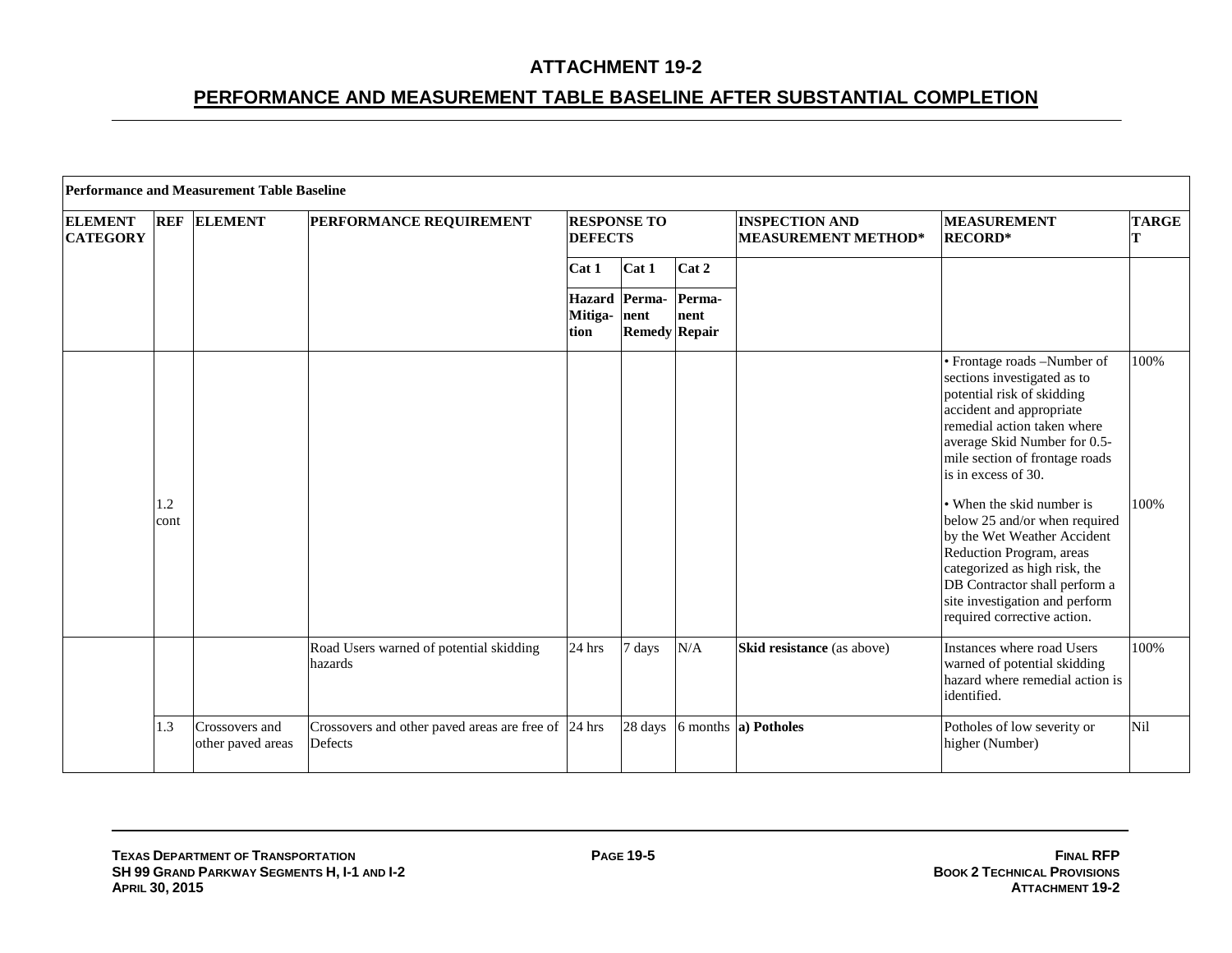# ATTACHMENT 19-2

## PERFORMANCE AND MEASUREMENT TABLE BASELINE AFTER SUBSTANTIAL COMPLETION

| Performance and Measurement Table Baseline | | | | | | | | | |
|---|---|---|---|---|---|---|---|---|---|
| **ELEMENT CATEGORY** | **REF** | **ELEMENT** | **PERFORMANCE REQUIREMENT** | **RESPONSE TO DEFECTS** | | | **INSPECTION AND MEASUREMENT METHOD*** | **MEASUREMENT RECORD*** | **TARGET** |
| | | | | **Cat 1** | **Cat 1** | **Cat 2** | | | |
| | | | | **Hazard Mitigation** | **Permanent Remedy** | **Permanent Repair** | | | |
| | 1.2 cont | | | | | | | • Frontage roads –Number of sections investigated as to potential risk of skidding accident and appropriate remedial action taken where average Skid Number for 0.5-mile section of frontage roads is in excess of 30. | 100% |
| | | | | | | | | • When the skid number is below 25 and/or when required by the Wet Weather Accident Reduction Program, areas categorized as high risk, the DB Contractor shall perform a site investigation and perform required corrective action. | 100% |
| | | | Road Users warned of potential skidding hazards | 24 hrs | 7 days | N/A | **Skid resistance** (as above) | Instances where road Users warned of potential skidding hazard where remedial action is identified. | 100% |
| | 1.3 | Crossovers and other paved areas | Crossovers and other paved areas are free of Defects | 24 hrs | 28 days | 6 months | **a) Potholes** | Potholes of low severity or higher (Number) | Nil |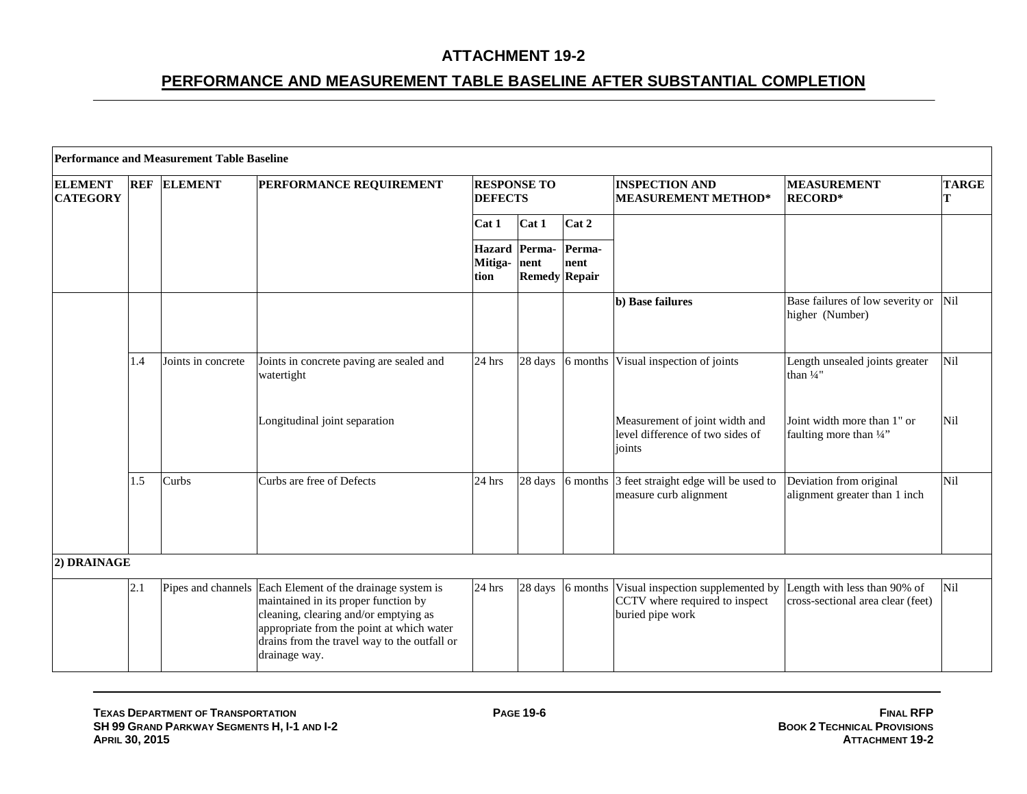# ATTACHMENT 19-2

## PERFORMANCE AND MEASUREMENT TABLE BASELINE AFTER SUBSTANTIAL COMPLETION

**Performance and Measurement Table Baseline**

| ELEMENT CATEGORY | REF | ELEMENT | PERFORMANCE REQUIREMENT | RESPONSE TO DEFECTS | | | INSPECTION AND MEASUREMENT METHOD* | MEASUREMENT RECORD* | TARGET |
|---|---|---|---|---|---|---|---|---|---|
| | | | | Cat 1 | Cat 1 | Cat 2 | | | |
| | | | | Hazard Mitigation | Permanent Remedy | Permanent Repair | | | |
| | | | | | | | **b) Base failures** | Base failures of low severity or higher (Number) | Nil |
| | 1.4 | Joints in concrete | Joints in concrete paving are sealed and watertight | 24 hrs | 28 days | 6 months | Visual inspection of joints | Length unsealed joints greater than ¼" | Nil |
| | | | Longitudinal joint separation | | | | Measurement of joint width and level difference of two sides of joints | Joint width more than 1" or faulting more than ¼" | Nil |
| | 1.5 | Curbs | Curbs are free of Defects | 24 hrs | 28 days | 6 months | 3 feet straight edge will be used to measure curb alignment | Deviation from original alignment greater than 1 inch | Nil |
| **2) DRAINAGE** | | | | | | | | | |
| | 2.1 | Pipes and channels | Each Element of the drainage system is maintained in its proper function by cleaning, clearing and/or emptying as appropriate from the point at which water drains from the travel way to the outfall or drainage way. | 24 hrs | 28 days | 6 months | Visual inspection supplemented by CCTV where required to inspect buried pipe work | Length with less than 90% of cross-sectional area clear (feet) | Nil |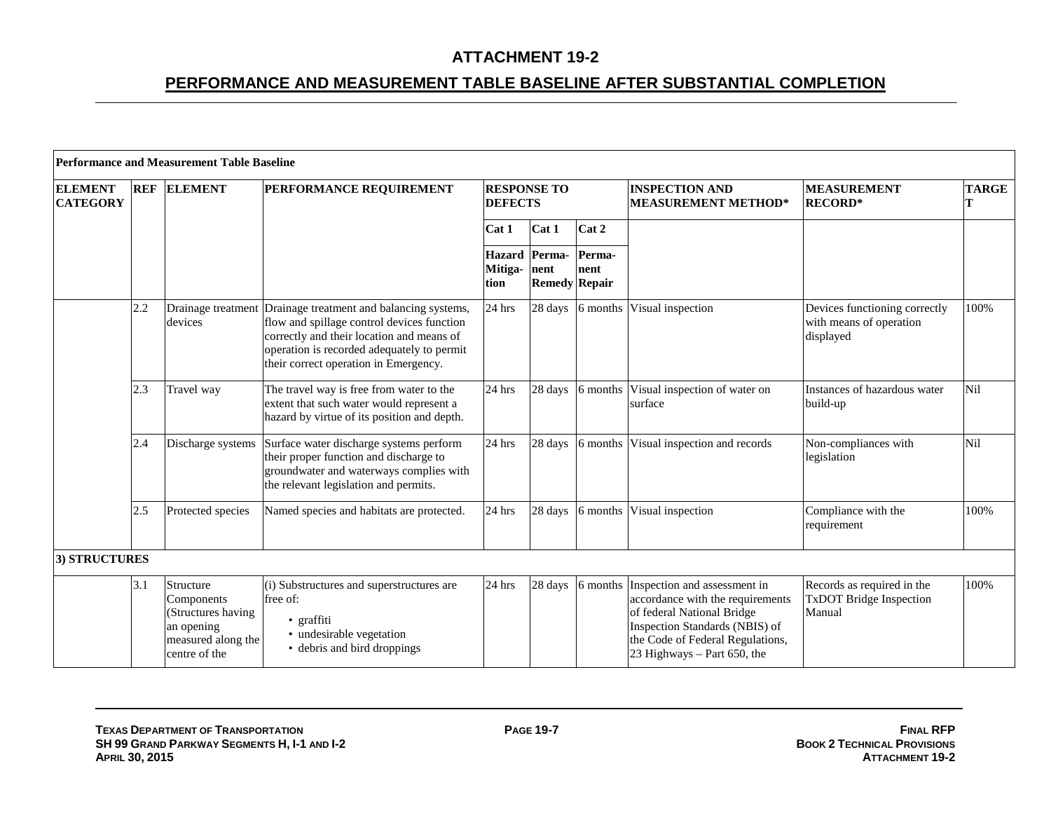# ATTACHMENT 19-2

## PERFORMANCE AND MEASUREMENT TABLE BASELINE AFTER SUBSTANTIAL COMPLETION

| **Performance and Measurement Table Baseline** | | | | | | | | | |
|---|---|---|---|---|---|---|---|---|---|
| **ELEMENT CATEGORY** | **REF** | **ELEMENT** | **PERFORMANCE REQUIREMENT** | **RESPONSE TO DEFECTS** | | | **INSPECTION AND MEASUREMENT METHOD*** | **MEASUREMENT RECORD*** | **TARGET** |
| | | | | **Cat 1** | **Cat 1** | **Cat 2** | | | |
| | | | | **Hazard Mitigation** | **Permanent Remedy** | **Permanent Repair** | | | |
| | 2.2 | Drainage treatment devices | Drainage treatment and balancing systems, flow and spillage control devices function correctly and their location and means of operation is recorded adequately to permit their correct operation in Emergency. | 24 hrs | 28 days | 6 months | Visual inspection | Devices functioning correctly with means of operation displayed | 100% |
| | 2.3 | Travel way | The travel way is free from water to the extent that such water would represent a hazard by virtue of its position and depth. | 24 hrs | 28 days | 6 months | Visual inspection of water on surface | Instances of hazardous water build-up | Nil |
| | 2.4 | Discharge systems | Surface water discharge systems perform their proper function and discharge to groundwater and waterways complies with the relevant legislation and permits. | 24 hrs | 28 days | 6 months | Visual inspection and records | Non-compliances with legislation | Nil |
| | 2.5 | Protected species | Named species and habitats are protected. | 24 hrs | 28 days | 6 months | Visual inspection | Compliance with the requirement | 100% |
| **3) STRUCTURES** | | | | | | | | | |
| | 3.1 | Structure Components (Structures having an opening measured along the centre of the | (i) Substructures and superstructures are free of:<br>• graffiti<br>• undesirable vegetation<br>• debris and bird droppings | 24 hrs | 28 days | 6 months | Inspection and assessment in accordance with the requirements of federal National Bridge Inspection Standards (NBIS) of the Code of Federal Regulations, 23 Highways – Part 650, the | Records as required in the TxDOT Bridge Inspection Manual | 100% |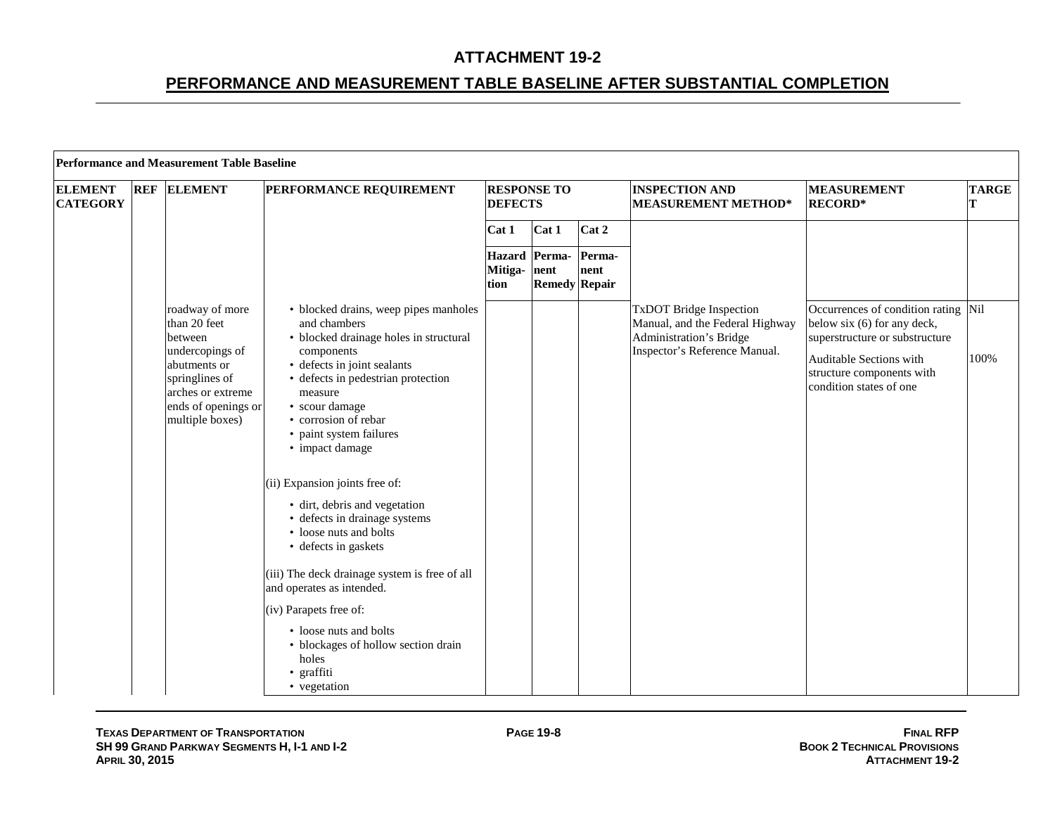# ATTACHMENT 19-2

## PERFORMANCE AND MEASUREMENT TABLE BASELINE AFTER SUBSTANTIAL COMPLETION

| Performance and Measurement Table Baseline | | | | | | | | | |
|---|---|---|---|---|---|---|---|---|---|
| **ELEMENT CATEGORY** | **REF** | **ELEMENT** | **PERFORMANCE REQUIREMENT** | **RESPONSE TO DEFECTS** | | | **INSPECTION AND MEASUREMENT METHOD*** | **MEASUREMENT RECORD*** | **TARGET** |
| | | | | **Cat 1** | **Cat 1** | **Cat 2** | | | |
| | | | | **Hazard Mitigation** | **Permanent Remedy** | **Permanent Repair** | | | |
| | | roadway of more than 20 feet between undercopings of abutments or springlines of arches or extreme ends of openings or multiple boxes) | • blocked drains, weep pipes manholes and chambers<br>• blocked drainage holes in structural components<br>• defects in joint sealants<br>• defects in pedestrian protection measure<br>• scour damage<br>• corrosion of rebar<br>• paint system failures<br>• impact damage<br><br>(ii) Expansion joints free of:<br>• dirt, debris and vegetation<br>• defects in drainage systems<br>• loose nuts and bolts<br>• defects in gaskets<br><br>(iii) The deck drainage system is free of all and operates as intended.<br><br>(iv) Parapets free of:<br>• loose nuts and bolts<br>• blockages of hollow section drain holes<br>• graffiti<br>• vegetation | | | | TxDOT Bridge Inspection Manual, and the Federal Highway Administration's Bridge Inspector's Reference Manual. | Occurrences of condition rating below six (6) for any deck, superstructure or substructure<br><br>Auditable Sections with structure components with condition states of one | Nil<br><br>100% |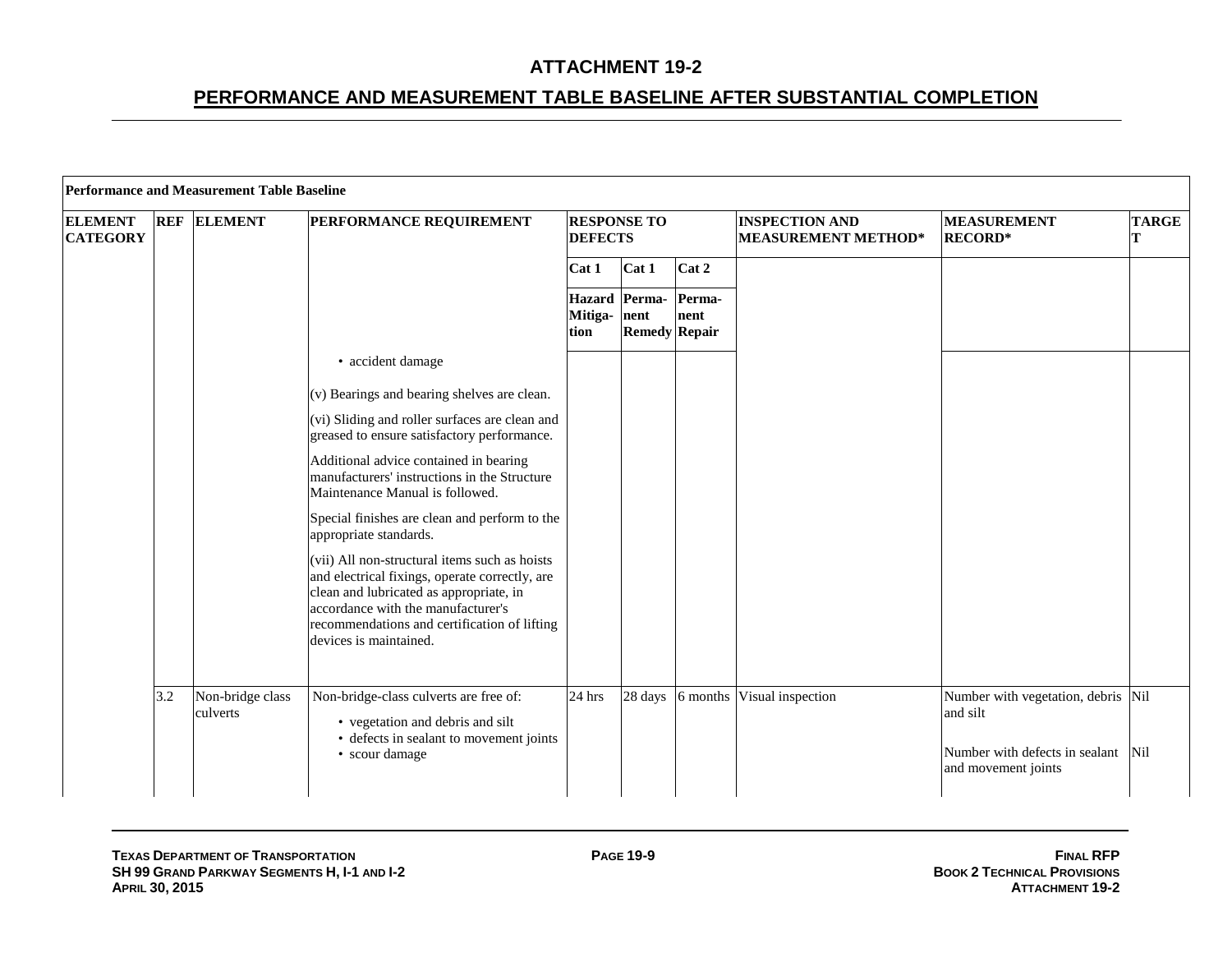# ATTACHMENT 19-2

## PERFORMANCE AND MEASUREMENT TABLE BASELINE AFTER SUBSTANTIAL COMPLETION

**Performance and Measurement Table Baseline**

| ELEMENT CATEGORY | REF | ELEMENT | PERFORMANCE REQUIREMENT | RESPONSE TO DEFECTS | | | INSPECTION AND MEASUREMENT METHOD* | MEASUREMENT RECORD* | TARGET |
|---|---|---|---|---|---|---|---|---|---|
| | | | | Cat 1 | Cat 1 | Cat 2 | | | |
| | | | | Hazard Mitigation | Permanent Remedy | Permanent Repair | | | |
| | | | • accident damage<br><br>(v) Bearings and bearing shelves are clean.<br><br>(vi) Sliding and roller surfaces are clean and greased to ensure satisfactory performance.<br><br>Additional advice contained in bearing manufacturers' instructions in the Structure Maintenance Manual is followed.<br><br>Special finishes are clean and perform to the appropriate standards.<br><br>(vii) All non-structural items such as hoists and electrical fixings, operate correctly, are clean and lubricated as appropriate, in accordance with the manufacturer's recommendations and certification of lifting devices is maintained. | | | | | | |
| | 3.2 | Non-bridge class culverts | Non-bridge-class culverts are free of:<br>• vegetation and debris and silt<br>• defects in sealant to movement joints<br>• scour damage | 24 hrs | 28 days | 6 months | Visual inspection | Number with vegetation, debris and silt<br><br>Number with defects in sealant and movement joints | Nil<br><br>Nil |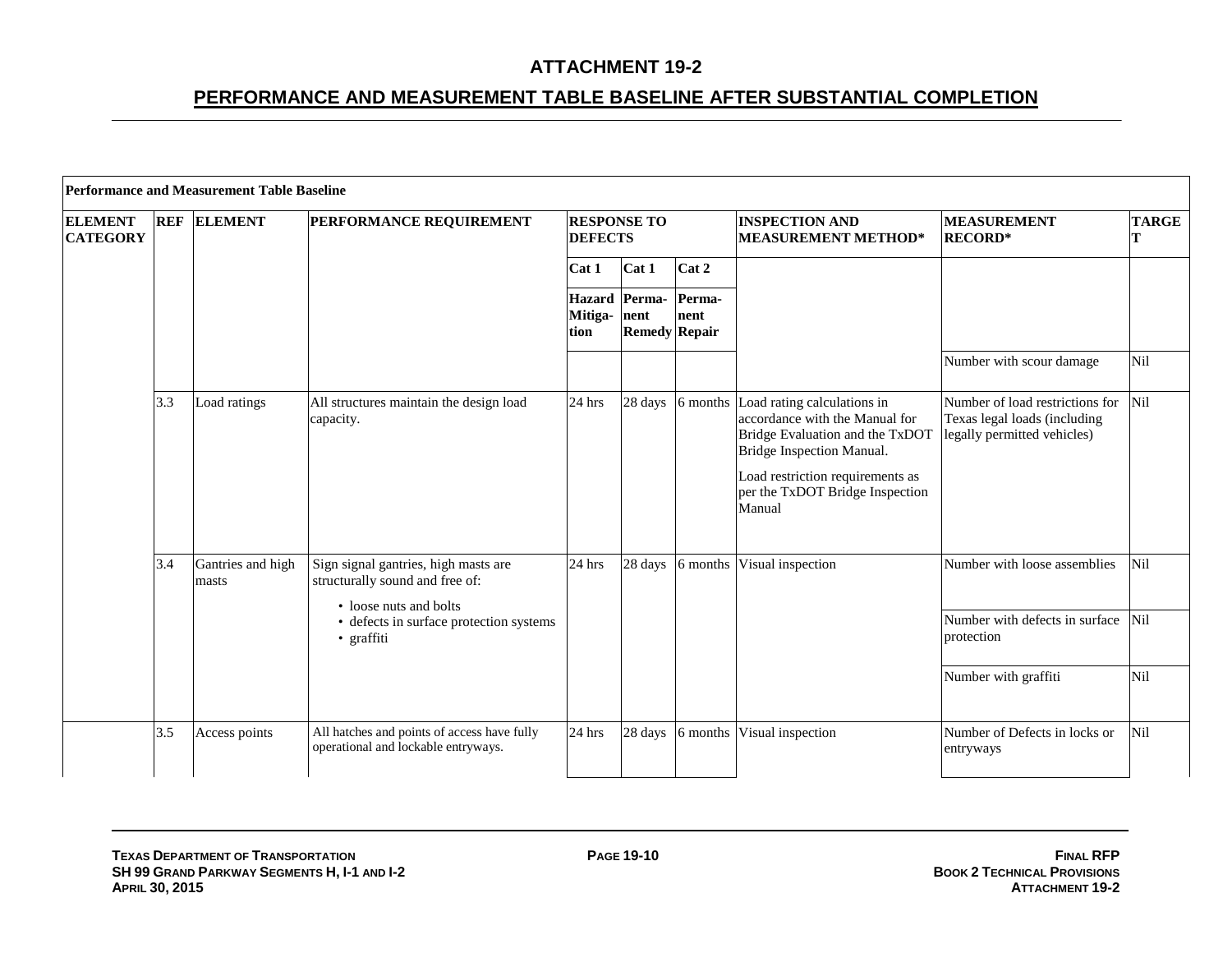# ATTACHMENT 19-2

## PERFORMANCE AND MEASUREMENT TABLE BASELINE AFTER SUBSTANTIAL COMPLETION

**Performance and Measurement Table Baseline**

| ELEMENT CATEGORY | REF | ELEMENT | PERFORMANCE REQUIREMENT | RESPONSE TO DEFECTS | | | INSPECTION AND MEASUREMENT METHOD* | MEASUREMENT RECORD* | TARGET |
|---|---|---|---|---|---|---|---|---|---|
| | | | | Cat 1 | Cat 1 | Cat 2 | | | |
| | | | | Hazard Mitiga-tion | Perma-nent Remedy | Perma-nent Repair | | | |
| | | | | | | | | Number with scour damage | Nil |
| | 3.3 | Load ratings | All structures maintain the design load capacity. | 24 hrs | 28 days | 6 months | Load rating calculations in accordance with the Manual for Bridge Evaluation and the TxDOT Bridge Inspection Manual.<br><br>Load restriction requirements as per the TxDOT Bridge Inspection Manual | Number of load restrictions for Texas legal loads (including legally permitted vehicles) | Nil |
| | 3.4 | Gantries and high masts | Sign signal gantries, high masts are structurally sound and free of:<br>• loose nuts and bolts<br>• defects in surface protection systems<br>• graffiti | 24 hrs | 28 days | 6 months | Visual inspection | Number with loose assemblies | Nil |
| | | | | | | | | Number with defects in surface protection | Nil |
| | | | | | | | | Number with graffiti | Nil |
| | 3.5 | Access points | All hatches and points of access have fully operational and lockable entryways. | 24 hrs | 28 days | 6 months | Visual inspection | Number of Defects in locks or entryways | Nil |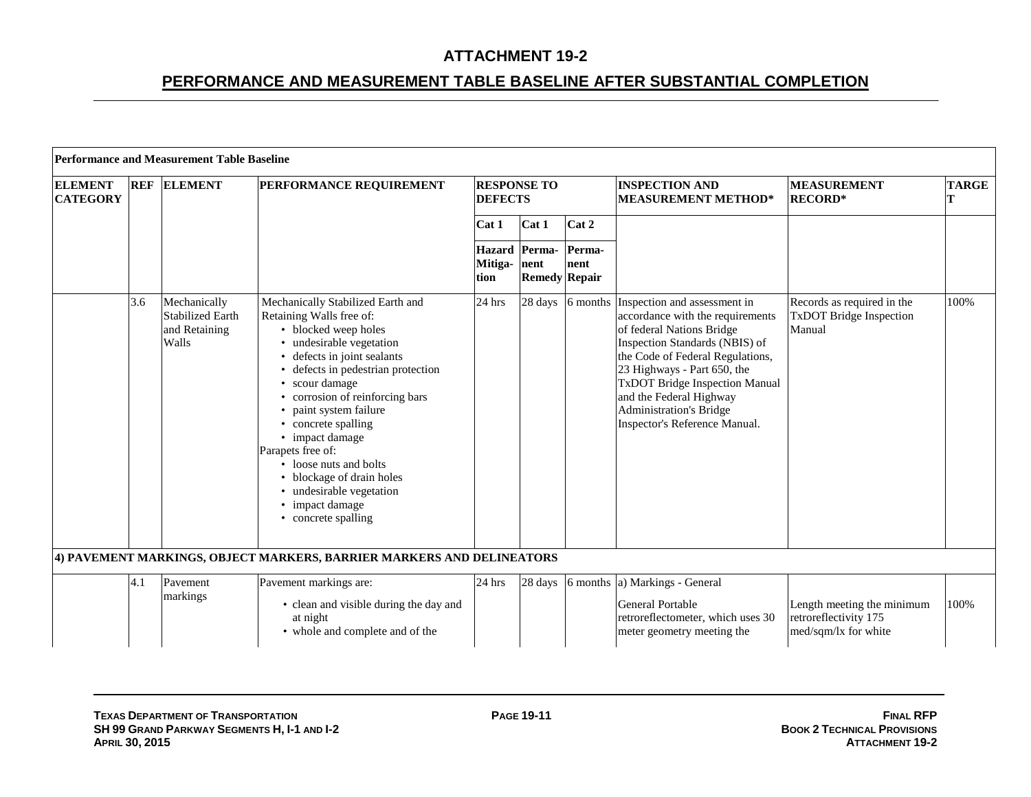# ATTACHMENT 19-2

## PERFORMANCE AND MEASUREMENT TABLE BASELINE AFTER SUBSTANTIAL COMPLETION

**Performance and Measurement Table Baseline**

| ELEMENT CATEGORY | REF | ELEMENT | PERFORMANCE REQUIREMENT | RESPONSE TO DEFECTS | | | INSPECTION AND MEASUREMENT METHOD* | MEASUREMENT RECORD* | TARGET |
|---|---|---|---|---|---|---|---|---|---|
| | | | | Cat 1 | Cat 1 | Cat 2 | | | |
| | | | | Hazard Mitiga-tion | Perma-nent Remedy | Perma-nent Repair | | | |
| | 3.6 | Mechanically Stabilized Earth and Retaining Walls | Mechanically Stabilized Earth and Retaining Walls free of:<br>• blocked weep holes<br>• undesirable vegetation<br>• defects in joint sealants<br>• defects in pedestrian protection<br>• scour damage<br>• corrosion of reinforcing bars<br>• paint system failure<br>• concrete spalling<br>• impact damage<br>Parapets free of:<br>• loose nuts and bolts<br>• blockage of drain holes<br>• undesirable vegetation<br>• impact damage<br>• concrete spalling | 24 hrs | 28 days | 6 months | Inspection and assessment in accordance with the requirements of federal Nations Bridge Inspection Standards (NBIS) of the Code of Federal Regulations, 23 Highways - Part 650, the TxDOT Bridge Inspection Manual and the Federal Highway Administration's Bridge Inspector's Reference Manual. | Records as required in the TxDOT Bridge Inspection Manual | 100% |
| **4) PAVEMENT MARKINGS, OBJECT MARKERS, BARRIER MARKERS AND DELINEATORS** | | | | | | | | | |
| | 4.1 | Pavement markings | Pavement markings are:<br>• clean and visible during the day and at night<br>• whole and complete and of the | 24 hrs | 28 days | 6 months | a) Markings - General<br>General Portable retroreflectometer, which uses 30 meter geometry meeting the | Length meeting the minimum retroreflectivity 175 med/sqm/lx for white | 100% |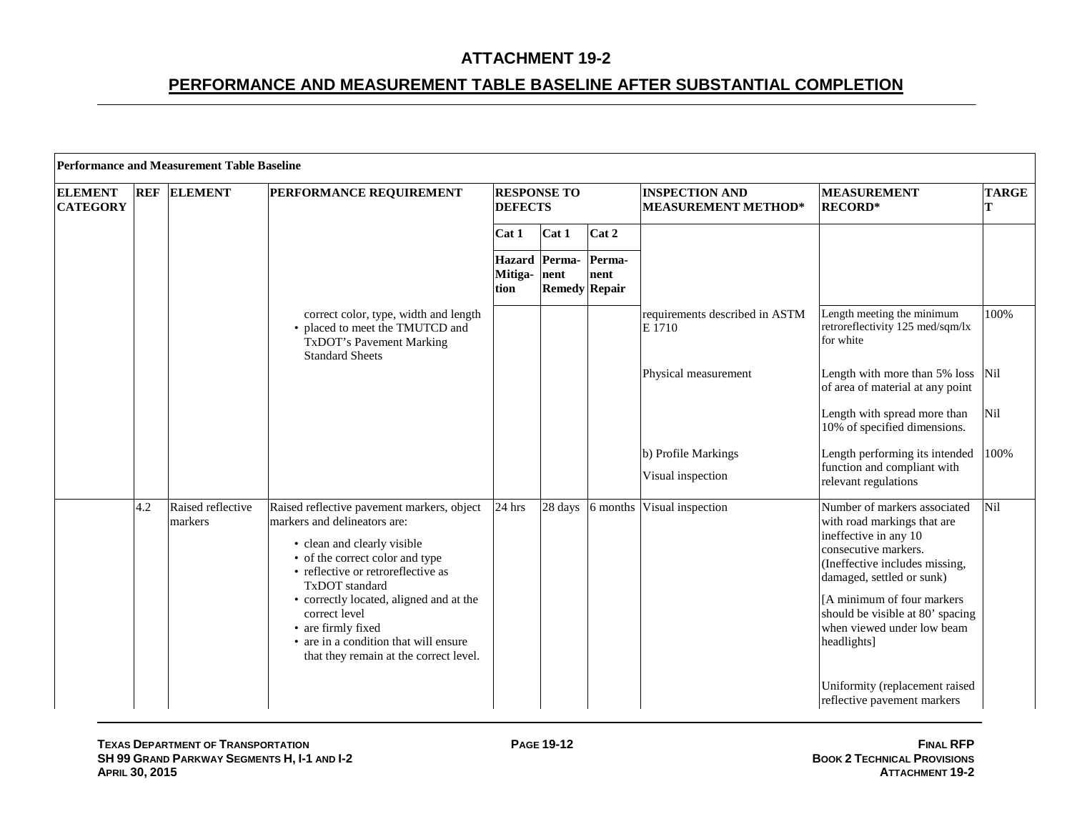# ATTACHMENT 19-2

## PERFORMANCE AND MEASUREMENT TABLE BASELINE AFTER SUBSTANTIAL COMPLETION

**Performance and Measurement Table Baseline**

| ELEMENT CATEGORY | REF | ELEMENT | PERFORMANCE REQUIREMENT | RESPONSE TO DEFECTS | | | INSPECTION AND MEASUREMENT METHOD* | MEASUREMENT RECORD* | TARGET |
|---|---|---|---|---|---|---|---|---|---|
| | | | | Cat 1 | Cat 1 | Cat 2 | | | |
| | | | | Hazard Mitiga-tion | Perma-nent Remedy | Perma-nent Repair | | | |
| | | | correct color, type, width and length<br>• placed to meet the TMUTCD and TxDOT's Pavement Marking Standard Sheets | | | | requirements described in ASTM E 1710 | Length meeting the minimum retroreflectivity 125 med/sqm/lx for white | 100% |
| | | | | | | | Physical measurement | Length with more than 5% loss of area of material at any point | Nil |
| | | | | | | | | Length with spread more than 10% of specified dimensions. | Nil |
| | | | | | | | b) Profile Markings<br>Visual inspection | Length performing its intended function and compliant with relevant regulations | 100% |
| | 4.2 | Raised reflective markers | Raised reflective pavement markers, object markers and delineators are:<br>• clean and clearly visible<br>• of the correct color and type<br>• reflective or retroreflective as TxDOT standard<br>• correctly located, aligned and at the correct level<br>• are firmly fixed<br>• are in a condition that will ensure that they remain at the correct level. | 24 hrs | 28 days | 6 months | Visual inspection | Number of markers associated with road markings that are ineffective in any 10 consecutive markers. (Ineffective includes missing, damaged, settled or sunk)<br>[A minimum of four markers should be visible at 80' spacing when viewed under low beam headlights] | Nil |
| | | | | | | | | Uniformity (replacement raised reflective pavement markers | |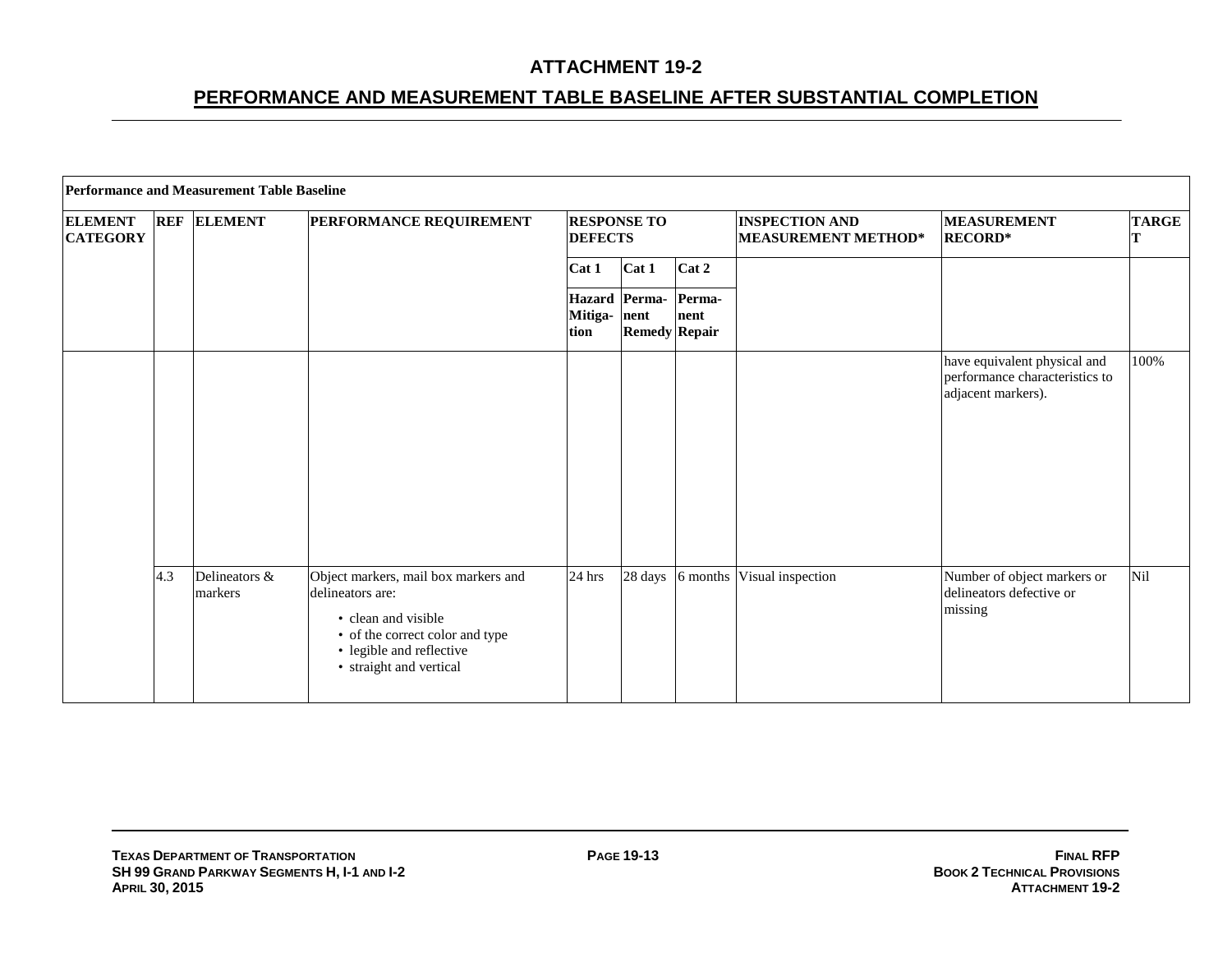# ATTACHMENT 19-2

## PERFORMANCE AND MEASUREMENT TABLE BASELINE AFTER SUBSTANTIAL COMPLETION

**Performance and Measurement Table Baseline**

| ELEMENT CATEGORY | REF | ELEMENT | PERFORMANCE REQUIREMENT | RESPONSE TO DEFECTS | | | INSPECTION AND MEASUREMENT METHOD* | MEASUREMENT RECORD* | TARGET |
|---|---|---|---|---|---|---|---|---|---|
| | | | | Cat 1 | Cat 1 | Cat 2 | | | |
| | | | | Hazard Mitiga-tion | Perma-nent Remedy | Perma-nent Repair | | | |
| | | | | | | | | have equivalent physical and performance characteristics to adjacent markers). | 100% |
| | 4.3 | Delineators & markers | Object markers, mail box markers and delineators are: <br>• clean and visible <br>• of the correct color and type <br>• legible and reflective <br>• straight and vertical | 24 hrs | 28 days | 6 months | Visual inspection | Number of object markers or delineators defective or missing | Nil |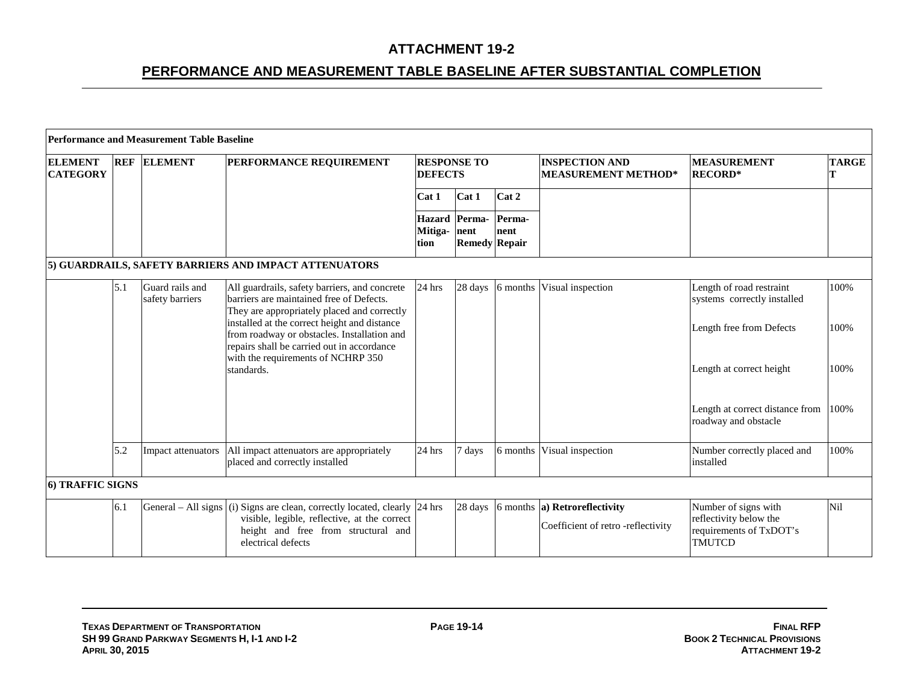# ATTACHMENT 19-2

## PERFORMANCE AND MEASUREMENT TABLE BASELINE AFTER SUBSTANTIAL COMPLETION

| Performance and Measurement Table Baseline | | | | | | | | | |
|---|---|---|---|---|---|---|---|---|---|
| **ELEMENT CATEGORY** | **REF** | **ELEMENT** | **PERFORMANCE REQUIREMENT** | **RESPONSE TO DEFECTS** | | | **INSPECTION AND MEASUREMENT METHOD*** | **MEASUREMENT RECORD*** | **TARGET** |
| | | | | **Cat 1** | **Cat 1** | **Cat 2** | | | |
| | | | | **Hazard Mitiga-tion** | **Perma-nent Remedy** | **Perma-nent Repair** | | | |
| **5) GUARDRAILS, SAFETY BARRIERS AND IMPACT ATTENUATORS** | | | | | | | | | |
| | 5.1 | Guard rails and safety barriers | All guardrails, safety barriers, and concrete barriers are maintained free of Defects. They are appropriately placed and correctly installed at the correct height and distance from roadway or obstacles. Installation and repairs shall be carried out in accordance with the requirements of NCHRP 350 standards. | 24 hrs | 28 days | 6 months | Visual inspection | Length of road restraint systems correctly installed | 100% |
| | | | | | | | | Length free from Defects | 100% |
| | | | | | | | | Length at correct height | 100% |
| | | | | | | | | Length at correct distance from roadway and obstacle | 100% |
| | 5.2 | Impact attenuators | All impact attenuators are appropriately placed and correctly installed | 24 hrs | 7 days | 6 months | Visual inspection | Number correctly placed and installed | 100% |
| **6) TRAFFIC SIGNS** | | | | | | | | | |
| | 6.1 | General – All signs | (i) Signs are clean, correctly located, clearly visible, legible, reflective, at the correct height and free from structural and electrical defects | 24 hrs | 28 days | 6 months | **a) Retroreflectivity**<br>Coefficient of retro -reflectivity | Number of signs with reflectivity below the requirements of TxDOT's TMUTCD | Nil |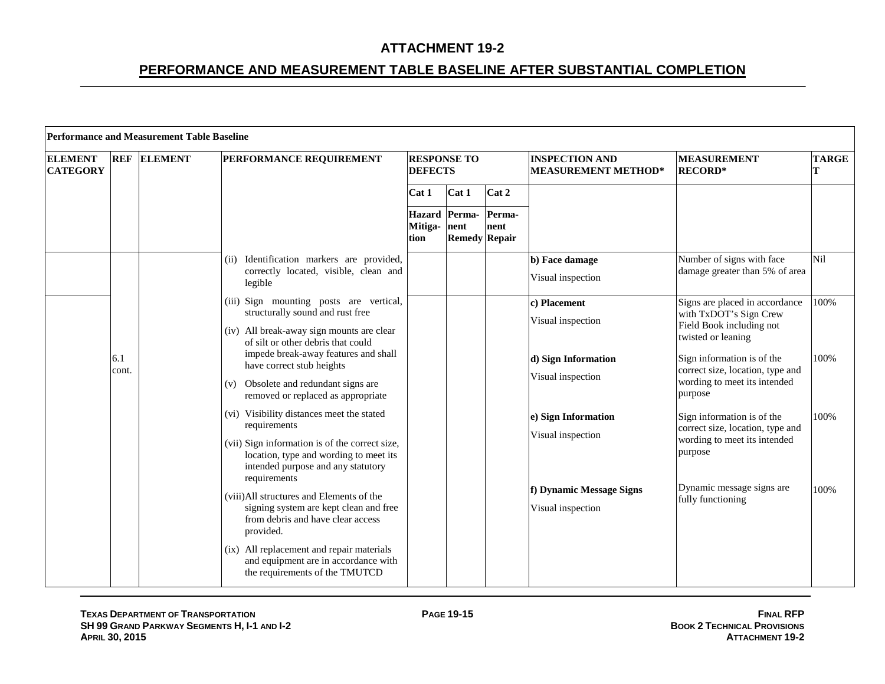# ATTACHMENT 19-2

## PERFORMANCE AND MEASUREMENT TABLE BASELINE AFTER SUBSTANTIAL COMPLETION

| Performance and Measurement Table Baseline | | | | | | | | | |
|---|---|---|---|---|---|---|---|---|---|
| **ELEMENT CATEGORY** | **REF** | **ELEMENT** | **PERFORMANCE REQUIREMENT** | **RESPONSE TO DEFECTS** | | | **INSPECTION AND MEASUREMENT METHOD*** | **MEASUREMENT RECORD*** | **TARGET** |
| | | | | **Cat 1** | **Cat 1** | **Cat 2** | | | |
| | | | | **Hazard Mitigation** | **Permanent Remedy** | **Permanent Repair** | | | |
| | 6.1 cont. | | (ii) Identification markers are provided, correctly located, visible, clean and legible | | | | **b) Face damage**<br>Visual inspection | Number of signs with face damage greater than 5% of area | Nil |
| | | | (iii) Sign mounting posts are vertical, structurally sound and rust free<br>(iv) All break-away sign mounts are clear of silt or other debris that could impede break-away features and shall have correct stub heights<br>(v) Obsolete and redundant signs are removed or replaced as appropriate<br>(vi) Visibility distances meet the stated requirements<br>(vii) Sign information is of the correct size, location, type and wording to meet its intended purpose and any statutory requirements<br>(viii) All structures and Elements of the signing system are kept clean and free from debris and have clear access provided.<br>(ix) All replacement and repair materials and equipment are in accordance with the requirements of the TMUTCD | | | | **c) Placement**<br>Visual inspection<br><br>**d) Sign Information**<br>Visual inspection<br><br>**e) Sign Information**<br>Visual inspection<br><br>**f) Dynamic Message Signs**<br>Visual inspection | Signs are placed in accordance with TxDOT's Sign Crew Field Book including not twisted or leaning<br><br>Sign information is of the correct size, location, type and wording to meet its intended purpose<br><br>Sign information is of the correct size, location, type and wording to meet its intended purpose<br><br>Dynamic message signs are fully functioning | 100%<br><br>100%<br><br>100%<br><br>100% |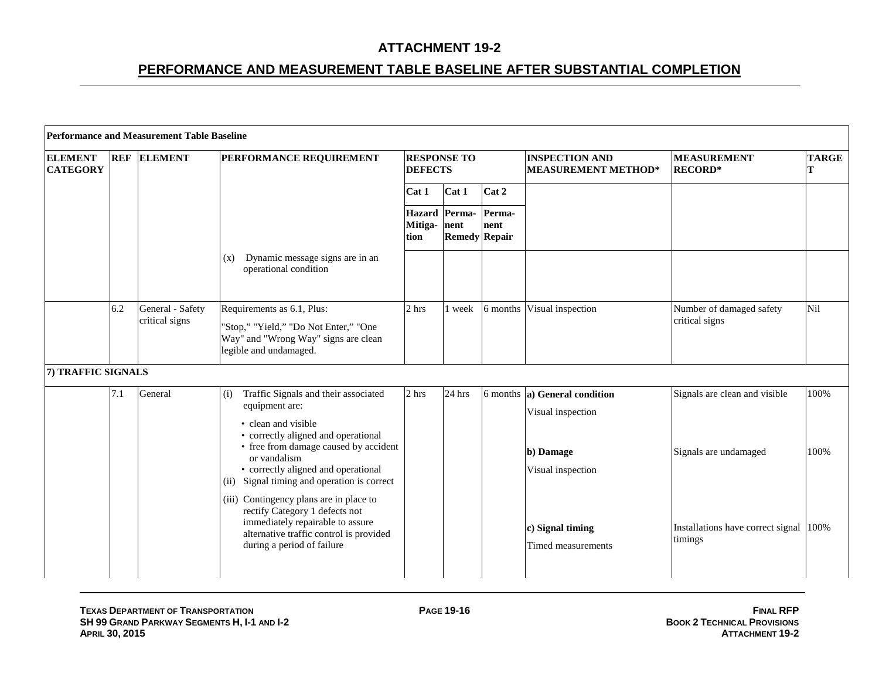# ATTACHMENT 19-2

## PERFORMANCE AND MEASUREMENT TABLE BASELINE AFTER SUBSTANTIAL COMPLETION

| Performance and Measurement Table Baseline | | | | | | | | | |
|---|---|---|---|---|---|---|---|---|---|
| **ELEMENT CATEGORY** | **REF** | **ELEMENT** | **PERFORMANCE REQUIREMENT** | **RESPONSE TO DEFECTS** | | | **INSPECTION AND MEASUREMENT METHOD*** | **MEASUREMENT RECORD*** | **TARGET** |
| | | | | **Cat 1** | **Cat 1** | **Cat 2** | | | |
| | | | | **Hazard Mitigation** | **Permanent Remedy** | **Permanent Repair** | | | |
| | | | (x) Dynamic message signs are in an operational condition | | | | | | |
| | 6.2 | General - Safety critical signs | Requirements as 6.1, Plus: "Stop," "Yield," "Do Not Enter," "One Way" and "Wrong Way" signs are clean legible and undamaged. | 2 hrs | 1 week | 6 months | Visual inspection | Number of damaged safety critical signs | Nil |
| **7) TRAFFIC SIGNALS** | | | | | | | | | |
| | 7.1 | General | (i) Traffic Signals and their associated equipment are:<br>• clean and visible<br>• correctly aligned and operational<br>• free from damage caused by accident or vandalism<br>• correctly aligned and operational<br>(ii) Signal timing and operation is correct<br>(iii) Contingency plans are in place to rectify Category 1 defects not immediately repairable to assure alternative traffic control is provided during a period of failure | 2 hrs | 24 hrs | 6 months | **a) General condition**<br>Visual inspection<br>**b) Damage**<br>Visual inspection<br>**c) Signal timing**<br>Timed measurements | Signals are clean and visible<br>Signals are undamaged<br>Installations have correct signal timings | 100%<br>100%<br>100% |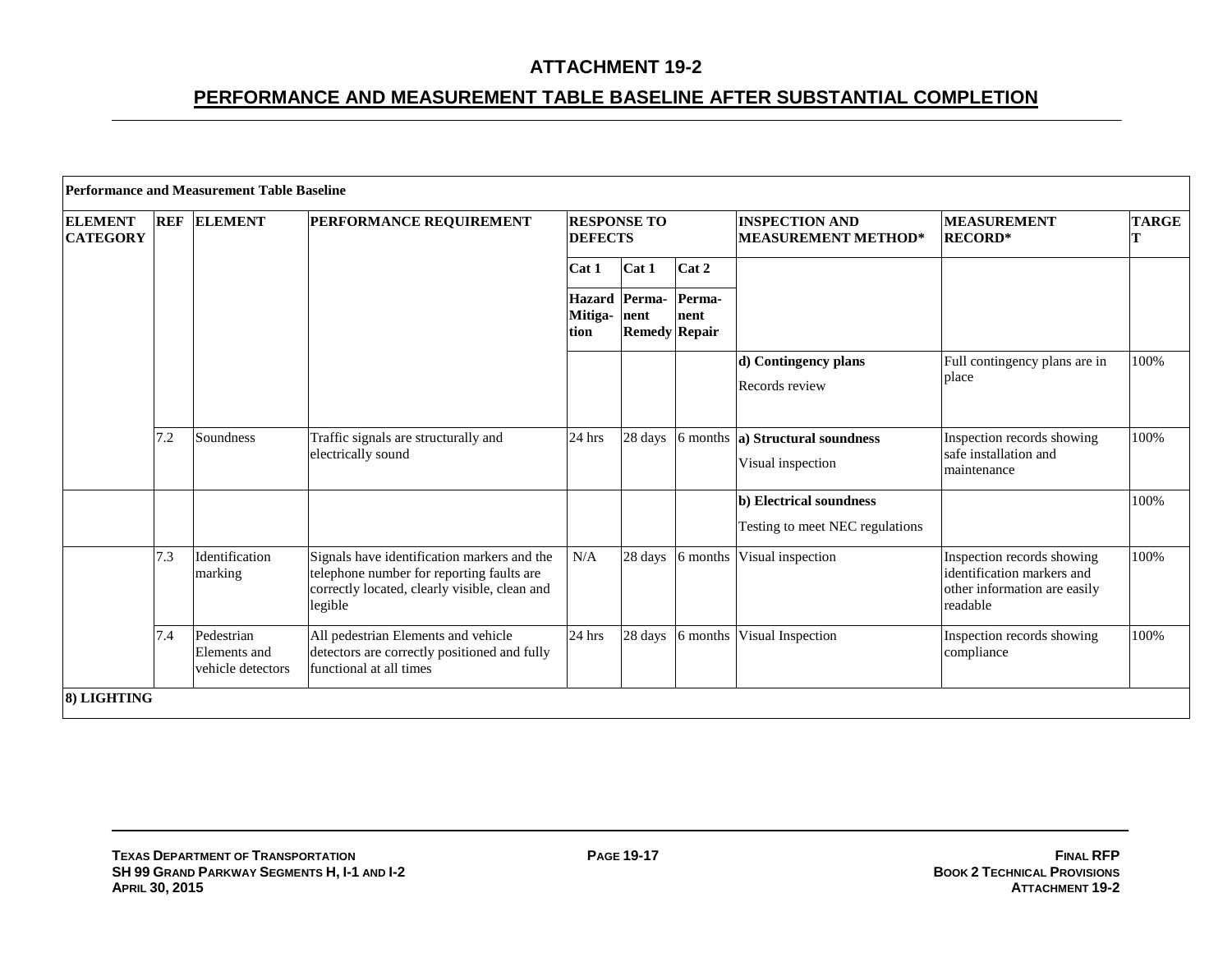# ATTACHMENT 19-2

## PERFORMANCE AND MEASUREMENT TABLE BASELINE AFTER SUBSTANTIAL COMPLETION

**Performance and Measurement Table Baseline**

| ELEMENT CATEGORY | REF | ELEMENT | PERFORMANCE REQUIREMENT | RESPONSE TO DEFECTS | | | INSPECTION AND MEASUREMENT METHOD* | MEASUREMENT RECORD* | TARGET |
|---|---|---|---|---|---|---|---|---|---|
| | | | | Cat 1 | Cat 1 | Cat 2 | | | |
| | | | | Hazard Mitiga-tion | Perma-nent Remedy | Perma-nent Repair | | | |
| | | | | | | | **d) Contingency plans**<br>Records review | Full contingency plans are in place | 100% |
| | 7.2 | Soundness | Traffic signals are structurally and electrically sound | 24 hrs | 28 days | 6 months | **a) Structural soundness**<br>Visual inspection | Inspection records showing safe installation and maintenance | 100% |
| | | | | | | | **b) Electrical soundness**<br>Testing to meet NEC regulations | | 100% |
| | 7.3 | Identification marking | Signals have identification markers and the telephone number for reporting faults are correctly located, clearly visible, clean and legible | N/A | 28 days | 6 months | Visual inspection | Inspection records showing identification markers and other information are easily readable | 100% |
| | 7.4 | Pedestrian Elements and vehicle detectors | All pedestrian Elements and vehicle detectors are correctly positioned and fully functional at all times | 24 hrs | 28 days | 6 months | Visual Inspection | Inspection records showing compliance | 100% |
| **8) LIGHTING** | | | | | | | | | |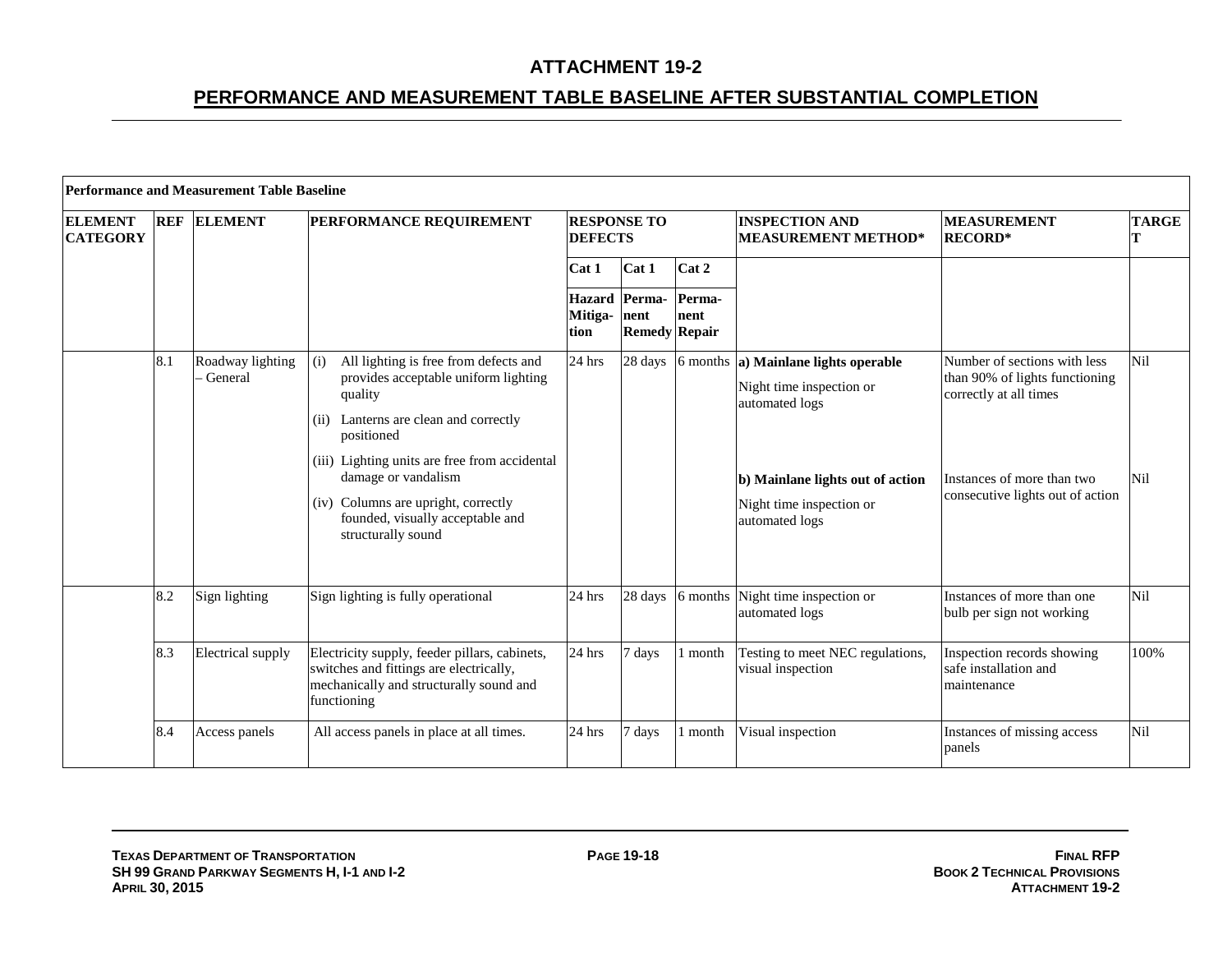# ATTACHMENT 19-2

## PERFORMANCE AND MEASUREMENT TABLE BASELINE AFTER SUBSTANTIAL COMPLETION

**Performance and Measurement Table Baseline**

| ELEMENT CATEGORY | REF | ELEMENT | PERFORMANCE REQUIREMENT | RESPONSE TO DEFECTS | | | INSPECTION AND MEASUREMENT METHOD* | MEASUREMENT RECORD* | TARGET |
|---|---|---|---|---|---|---|---|---|---|
| | | | | Cat 1 | Cat 1 | Cat 2 | | | |
| | | | | Hazard Mitiga-tion | Perma-nent Remedy | Perma-nent Repair | | | |
| | 8.1 | Roadway lighting – General | (i) All lighting is free from defects and provides acceptable uniform lighting quality<br>(ii) Lanterns are clean and correctly positioned<br>(iii) Lighting units are free from accidental damage or vandalism<br>(iv) Columns are upright, correctly founded, visually acceptable and structurally sound | 24 hrs | 28 days | 6 months | **a) Mainlane lights operable**<br>Night time inspection or automated logs<br>**b) Mainlane lights out of action**<br>Night time inspection or automated logs | Number of sections with less than 90% of lights functioning correctly at all times<br>Instances of more than two consecutive lights out of action | Nil<br>Nil |
| | 8.2 | Sign lighting | Sign lighting is fully operational | 24 hrs | 28 days | 6 months | Night time inspection or automated logs | Instances of more than one bulb per sign not working | Nil |
| | 8.3 | Electrical supply | Electricity supply, feeder pillars, cabinets, switches and fittings are electrically, mechanically and structurally sound and functioning | 24 hrs | 7 days | 1 month | Testing to meet NEC regulations, visual inspection | Inspection records showing safe installation and maintenance | 100% |
| | 8.4 | Access panels | All access panels in place at all times. | 24 hrs | 7 days | 1 month | Visual inspection | Instances of missing access panels | Nil |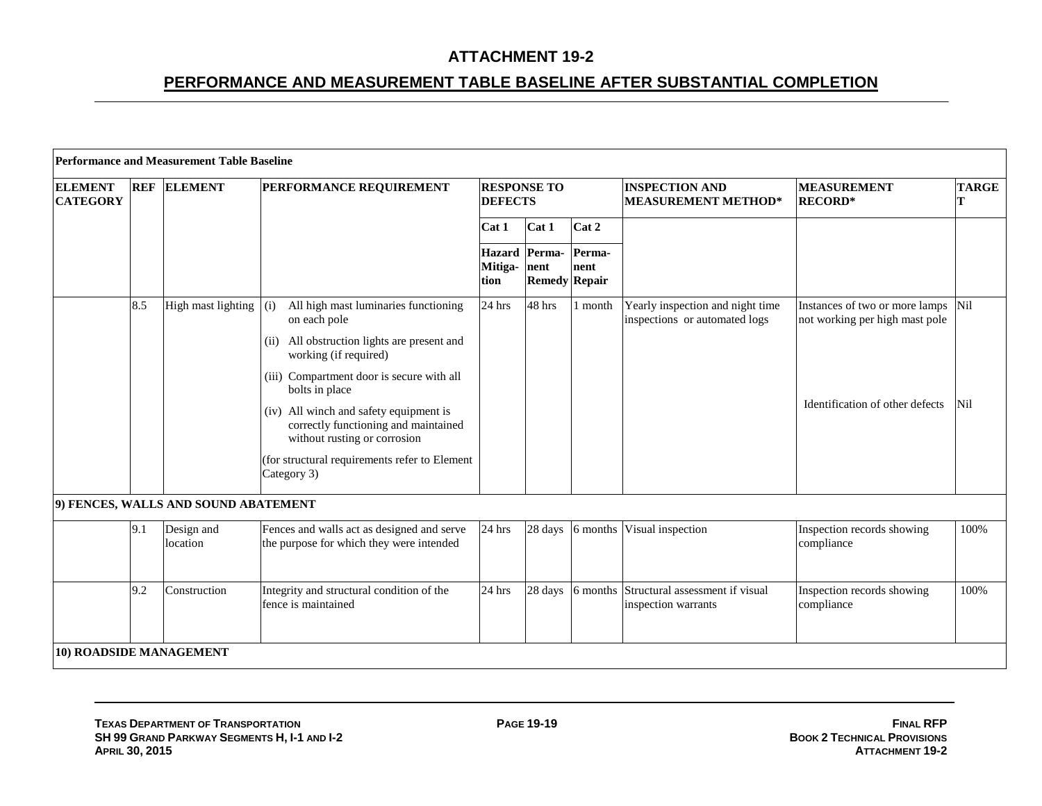# ATTACHMENT 19-2

## PERFORMANCE AND MEASUREMENT TABLE BASELINE AFTER SUBSTANTIAL COMPLETION

| Performance and Measurement Table Baseline | | | | | | | | | |
|---|---|---|---|---|---|---|---|---|---|
| **ELEMENT CATEGORY** | **REF** | **ELEMENT** | **PERFORMANCE REQUIREMENT** | **RESPONSE TO DEFECTS** | | | **INSPECTION AND MEASUREMENT METHOD*** | **MEASUREMENT RECORD*** | **TARGET** |
| | | | | **Cat 1** | **Cat 1** | **Cat 2** | | | |
| | | | | **Hazard Mitigation** | **Permanent Remedy** | **Permanent Repair** | | | |
| | 8.5 | High mast lighting | (i) All high mast luminaries functioning on each pole<br>(ii) All obstruction lights are present and working (if required)<br>(iii) Compartment door is secure with all bolts in place<br>(iv) All winch and safety equipment is correctly functioning and maintained without rusting or corrosion<br>(for structural requirements refer to Element Category 3) | 24 hrs | 48 hrs | 1 month | Yearly inspection and night time inspections or automated logs | Instances of two or more lamps not working per high mast pole<br><br>Identification of other defects | Nil<br><br>Nil |
| **9) FENCES, WALLS AND SOUND ABATEMENT** | | | | | | | | | |
| | 9.1 | Design and location | Fences and walls act as designed and serve the purpose for which they were intended | 24 hrs | 28 days | 6 months | Visual inspection | Inspection records showing compliance | 100% |
| | 9.2 | Construction | Integrity and structural condition of the fence is maintained | 24 hrs | 28 days | 6 months | Structural assessment if visual inspection warrants | Inspection records showing compliance | 100% |
| **10) ROADSIDE MANAGEMENT** | | | | | | | | | |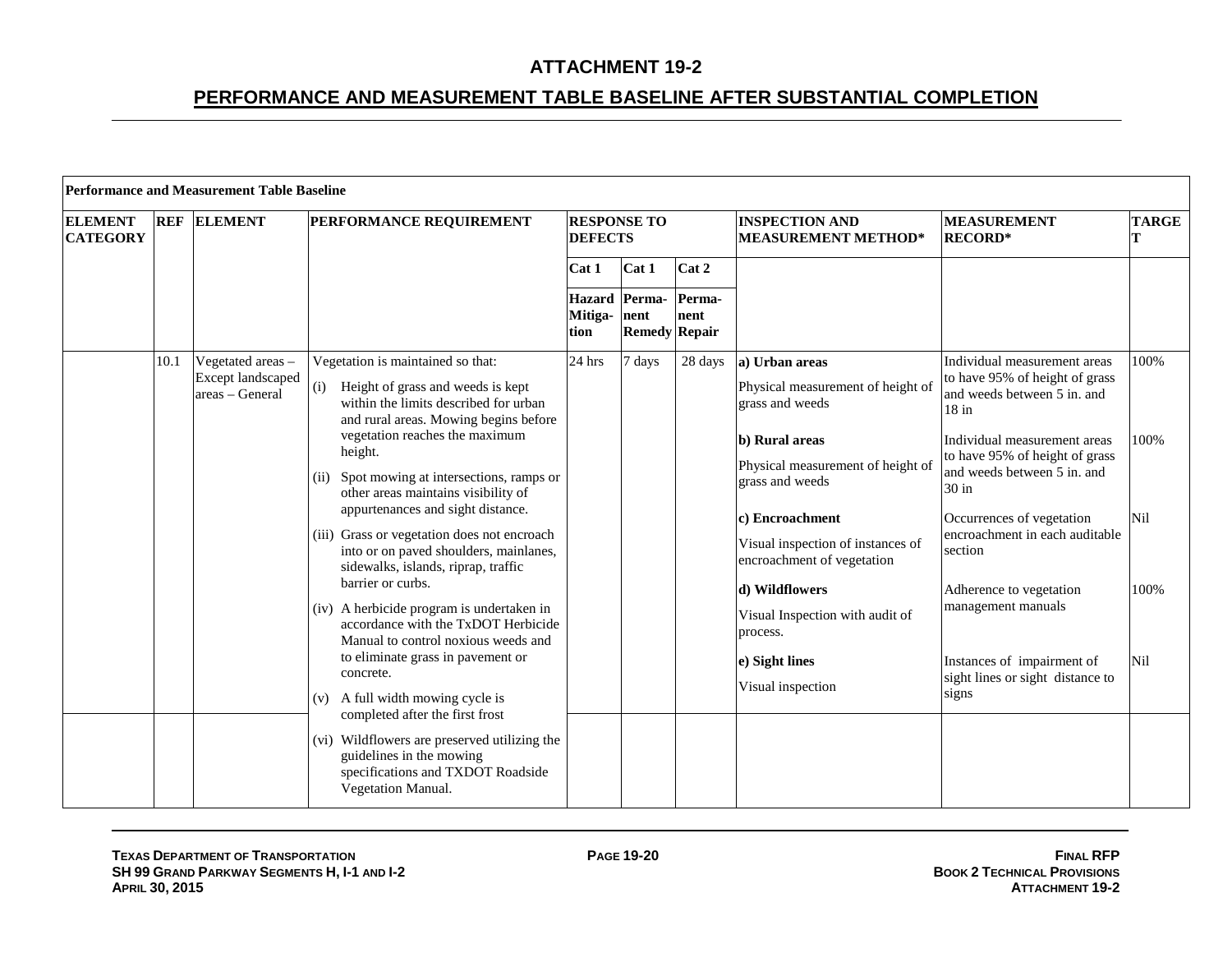# ATTACHMENT 19-2

## PERFORMANCE AND MEASUREMENT TABLE BASELINE AFTER SUBSTANTIAL COMPLETION

| Performance and Measurement Table Baseline | | | | | | | | | |
|---|---|---|---|---|---|---|---|---|---|
| **ELEMENT CATEGORY** | **REF** | **ELEMENT** | **PERFORMANCE REQUIREMENT** | **RESPONSE TO DEFECTS** | | | **INSPECTION AND MEASUREMENT METHOD*** | **MEASUREMENT RECORD*** | **TARGET** |
| | | | | **Cat 1** | **Cat 1** | **Cat 2** | | | |
| | | | | **Hazard Mitigation** | **Permanent Remedy** | **Permanent Repair** | | | |
| | 10.1 | Vegetated areas – Except landscaped areas – General | Vegetation is maintained so that:<br>(i) Height of grass and weeds is kept within the limits described for urban and rural areas. Mowing begins before vegetation reaches the maximum height.<br>(ii) Spot mowing at intersections, ramps or other areas maintains visibility of appurtenances and sight distance.<br>(iii) Grass or vegetation does not encroach into or on paved shoulders, mainlanes, sidewalks, islands, riprap, traffic barrier or curbs.<br>(iv) A herbicide program is undertaken in accordance with the TxDOT Herbicide Manual to control noxious weeds and to eliminate grass in pavement or concrete.<br>(v) A full width mowing cycle is completed after the first frost | 24 hrs | 7 days | 28 days | **a) Urban areas**<br>Physical measurement of height of grass and weeds<br>**b) Rural areas**<br>Physical measurement of height of grass and weeds<br>**c) Encroachment**<br>Visual inspection of instances of encroachment of vegetation<br>**d) Wildflowers**<br>Visual Inspection with audit of process.<br>**e) Sight lines**<br>Visual inspection | Individual measurement areas to have 95% of height of grass and weeds between 5 in. and 18 in<br>Individual measurement areas to have 95% of height of grass and weeds between 5 in. and 30 in<br>Occurrences of vegetation encroachment in each auditable section<br>Adherence to vegetation management manuals<br>Instances of impairment of sight lines or sight distance to signs | 100%<br>100%<br>Nil<br>100%<br>Nil |
| | | | (vi) Wildflowers are preserved utilizing the guidelines in the mowing specifications and TXDOT Roadside Vegetation Manual. | | | | | | |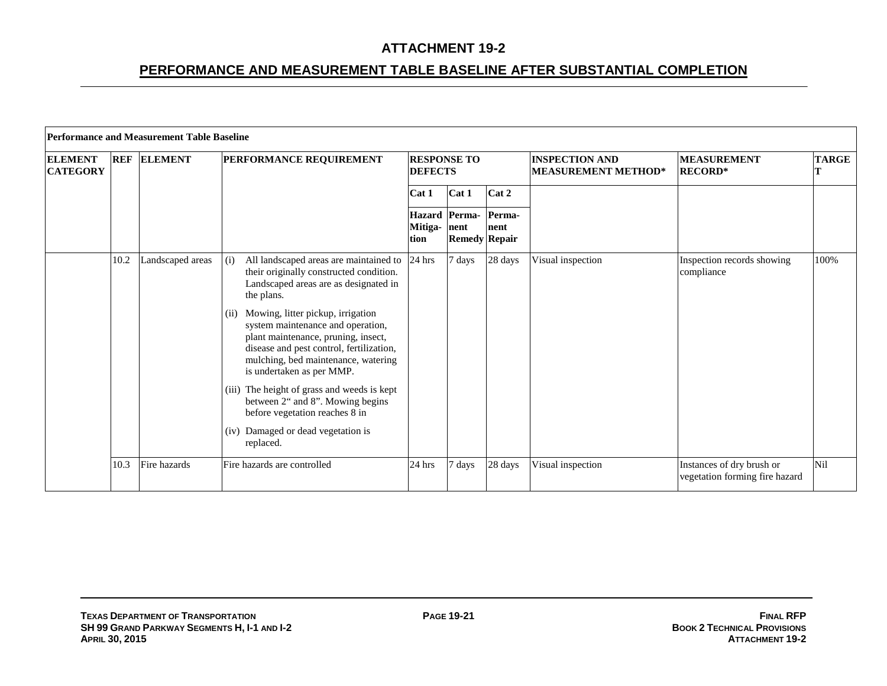# ATTACHMENT 19-2

## PERFORMANCE AND MEASUREMENT TABLE BASELINE AFTER SUBSTANTIAL COMPLETION

| Performance and Measurement Table Baseline | | | | | | | | | |
|---|---|---|---|---|---|---|---|---|---|
| **ELEMENT CATEGORY** | **REF** | **ELEMENT** | **PERFORMANCE REQUIREMENT** | **RESPONSE TO DEFECTS** | | | **INSPECTION AND MEASUREMENT METHOD*** | **MEASUREMENT RECORD*** | **TARGET** |
| | | | | **Cat 1** | **Cat 1** | **Cat 2** | | | |
| | | | | **Hazard Mitigation** | **Permanent Remedy** | **Permanent Repair** | | | |
| | 10.2 | Landscaped areas | (i) All landscaped areas are maintained to their originally constructed condition. Landscaped areas are as designated in the plans.<br>(ii) Mowing, litter pickup, irrigation system maintenance and operation, plant maintenance, pruning, insect, disease and pest control, fertilization, mulching, bed maintenance, watering is undertaken as per MMP.<br>(iii) The height of grass and weeds is kept between 2" and 8". Mowing begins before vegetation reaches 8 in<br>(iv) Damaged or dead vegetation is replaced. | 24 hrs | 7 days | 28 days | Visual inspection | Inspection records showing compliance | 100% |
| | 10.3 | Fire hazards | Fire hazards are controlled | 24 hrs | 7 days | 28 days | Visual inspection | Instances of dry brush or vegetation forming fire hazard | Nil |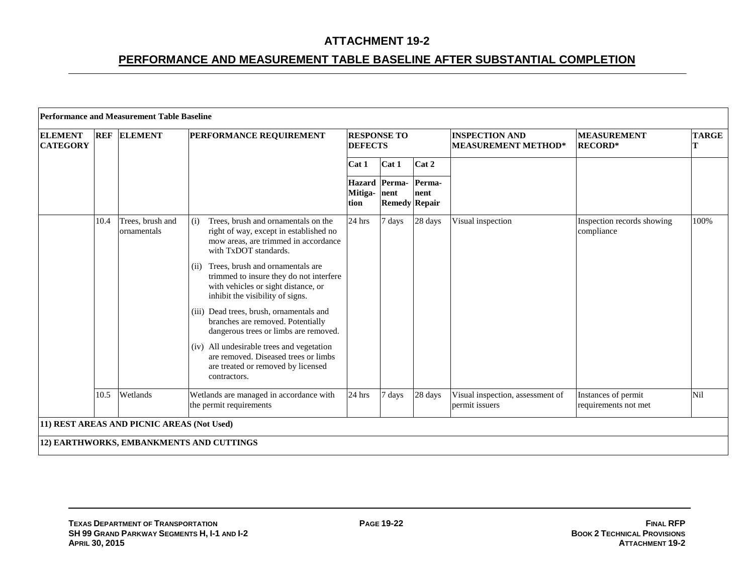## ATTACHMENT 19-2

## PERFORMANCE AND MEASUREMENT TABLE BASELINE AFTER SUBSTANTIAL COMPLETION

| **Performance and Measurement Table Baseline** | | | | | | | | | |
|---|---|---|---|---|---|---|---|---|---|
| **ELEMENT CATEGORY** | **REF** | **ELEMENT** | **PERFORMANCE REQUIREMENT** | **RESPONSE TO DEFECTS** | | | **INSPECTION AND MEASUREMENT METHOD*** | **MEASUREMENT RECORD*** | **TARGET** |
| | | | | **Cat 1** | **Cat 1** | **Cat 2** | | | |
| | | | | **Hazard Mitigation** | **Permanent Remedy** | **Permanent Repair** | | | |
| | 10.4 | Trees, brush and ornamentals | (i) Trees, brush and ornamentals on the right of way, except in established no mow areas, are trimmed in accordance with TxDOT standards.<br>(ii) Trees, brush and ornamentals are trimmed to insure they do not interfere with vehicles or sight distance, or inhibit the visibility of signs.<br>(iii) Dead trees, brush, ornamentals and branches are removed. Potentially dangerous trees or limbs are removed.<br>(iv) All undesirable trees and vegetation are removed. Diseased trees or limbs are treated or removed by licensed contractors. | 24 hrs | 7 days | 28 days | Visual inspection | Inspection records showing compliance | 100% |
| | 10.5 | Wetlands | Wetlands are managed in accordance with the permit requirements | 24 hrs | 7 days | 28 days | Visual inspection, assessment of permit issuers | Instances of permit requirements not met | Nil |
| **11) REST AREAS AND PICNIC AREAS (Not Used)** | | | | | | | | | |
| **12) EARTHWORKS, EMBANKMENTS AND CUTTINGS** | | | | | | | | | |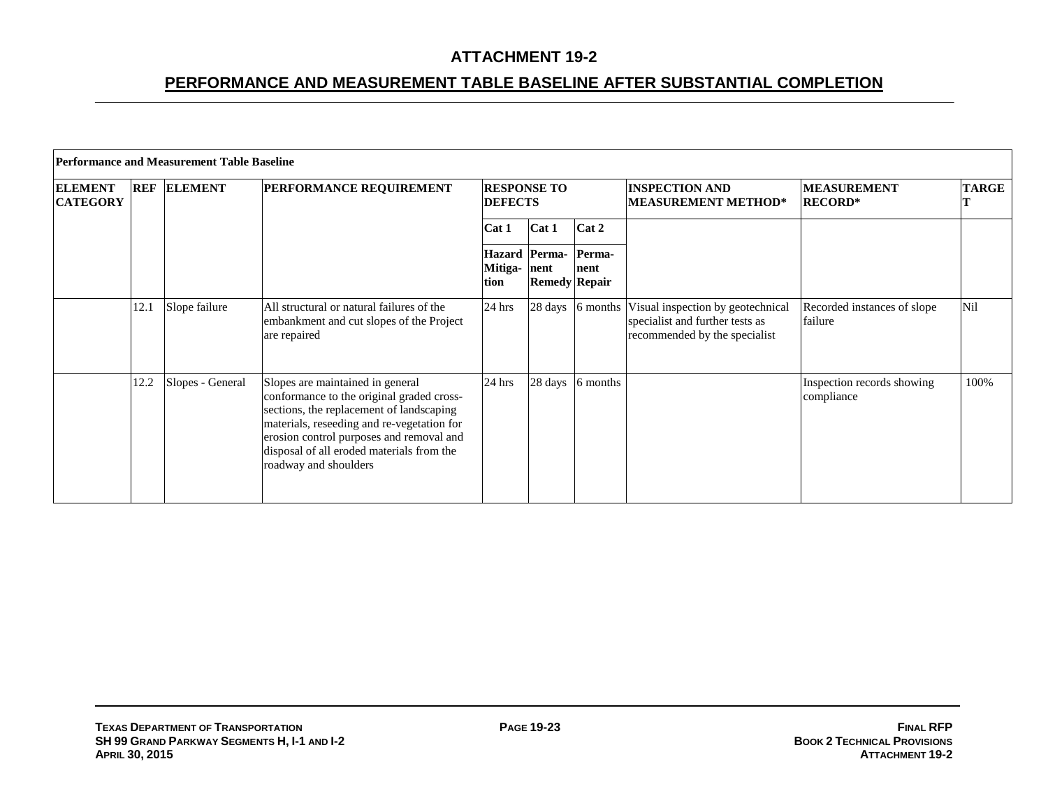# ATTACHMENT 19-2

## PERFORMANCE AND MEASUREMENT TABLE BASELINE AFTER SUBSTANTIAL COMPLETION

| Performance and Measurement Table Baseline | | | | | | | | | |
|---|---|---|---|---|---|---|---|---|---|
| **ELEMENT CATEGORY** | **REF** | **ELEMENT** | **PERFORMANCE REQUIREMENT** | **RESPONSE TO DEFECTS** | | | **INSPECTION AND MEASUREMENT METHOD*** | **MEASUREMENT RECORD*** | **TARGET** |
| | | | | **Cat 1** | **Cat 1** | **Cat 2** | | | |
| | | | | **Hazard Mitigation** | **Permanent Remedy** | **Permanent Repair** | | | |
| | 12.1 | Slope failure | All structural or natural failures of the embankment and cut slopes of the Project are repaired | 24 hrs | 28 days | 6 months | Visual inspection by geotechnical specialist and further tests as recommended by the specialist | Recorded instances of slope failure | Nil |
| | 12.2 | Slopes - General | Slopes are maintained in general conformance to the original graded cross-sections, the replacement of landscaping materials, reseeding and re-vegetation for erosion control purposes and removal and disposal of all eroded materials from the roadway and shoulders | 24 hrs | 28 days | 6 months | | Inspection records showing compliance | 100% |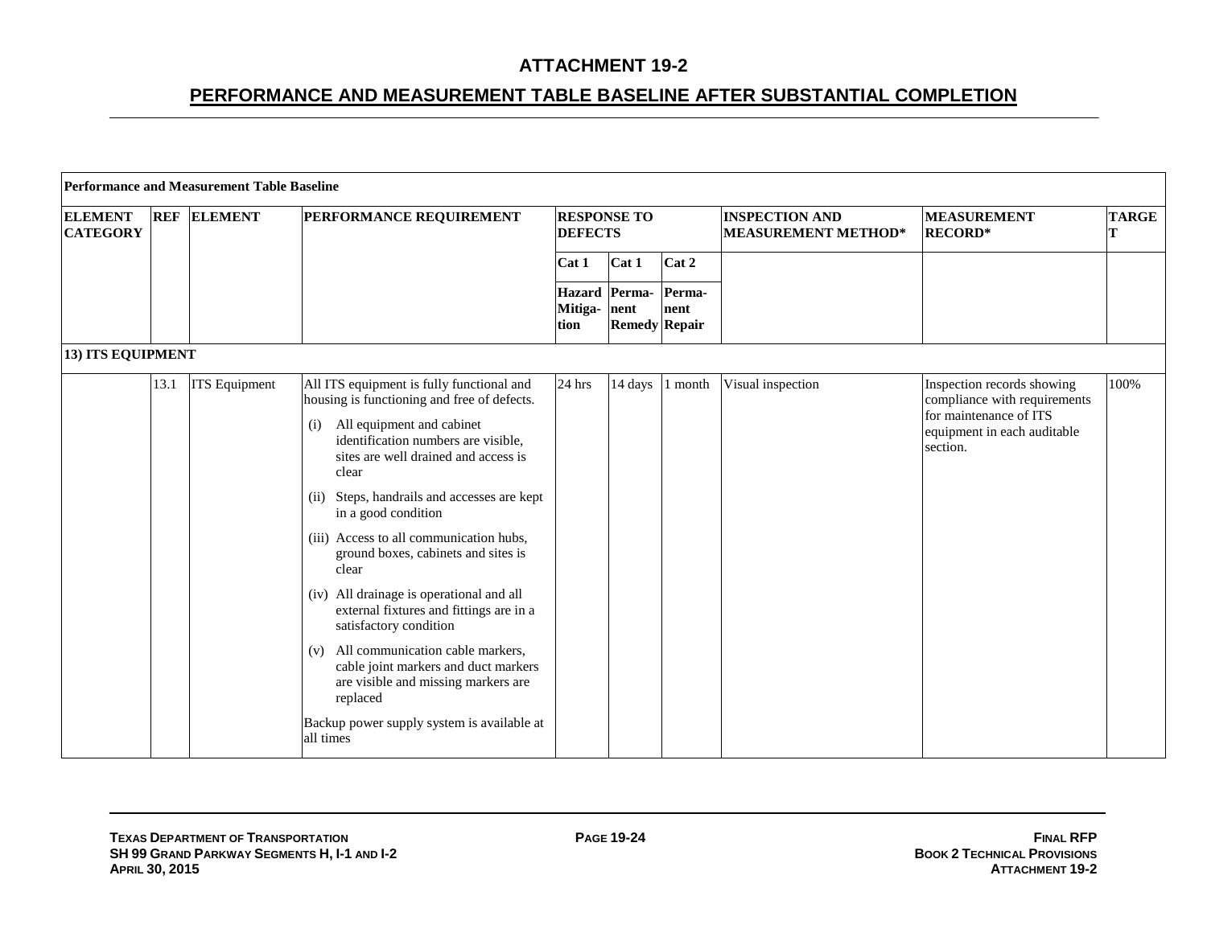# ATTACHMENT 19-2

## PERFORMANCE AND MEASUREMENT TABLE BASELINE AFTER SUBSTANTIAL COMPLETION

| Performance and Measurement Table Baseline | | | | | | | | | |
|---|---|---|---|---|---|---|---|---|---|
| **ELEMENT CATEGORY** | **REF** | **ELEMENT** | **PERFORMANCE REQUIREMENT** | **RESPONSE TO DEFECTS** | | | **INSPECTION AND MEASUREMENT METHOD*** | **MEASUREMENT RECORD*** | **TARGET** |
| | | | | **Cat 1** | **Cat 1** | **Cat 2** | | | |
| | | | | **Hazard Mitigation** | **Permanent Remedy** | **Permanent Repair** | | | |
| **13) ITS EQUIPMENT** | | | | | | | | | |
| | 13.1 | ITS Equipment | All ITS equipment is fully functional and housing is functioning and free of defects.<br>(i) All equipment and cabinet identification numbers are visible, sites are well drained and access is clear<br>(ii) Steps, handrails and accesses are kept in a good condition<br>(iii) Access to all communication hubs, ground boxes, cabinets and sites is clear<br>(iv) All drainage is operational and all external fixtures and fittings are in a satisfactory condition<br>(v) All communication cable markers, cable joint markers and duct markers are visible and missing markers are replaced<br>Backup power supply system is available at all times | 24 hrs | 14 days | 1 month | Visual inspection | Inspection records showing compliance with requirements for maintenance of ITS equipment in each auditable section. | 100% |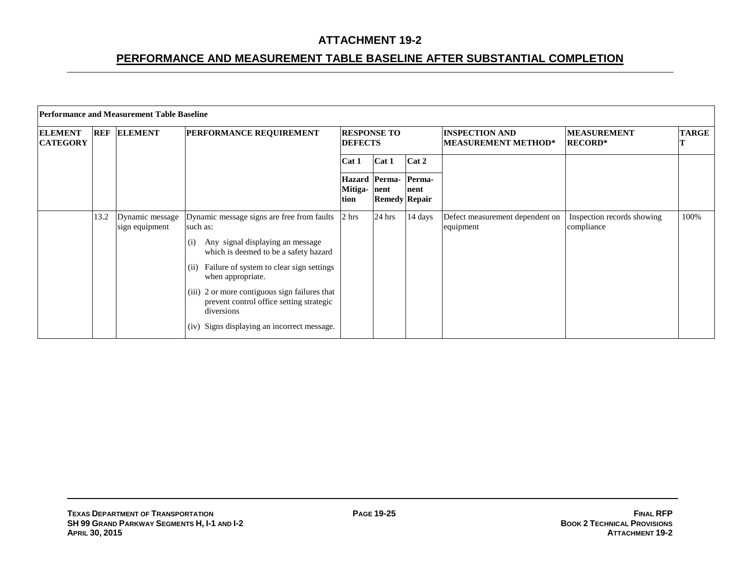# ATTACHMENT 19-2

## PERFORMANCE AND MEASUREMENT TABLE BASELINE AFTER SUBSTANTIAL COMPLETION

| Performance and Measurement Table Baseline | | | | | | | | | |
|---|---|---|---|---|---|---|---|---|---|
| **ELEMENT CATEGORY** | **REF** | **ELEMENT** | **PERFORMANCE REQUIREMENT** | **RESPONSE TO DEFECTS** | | | **INSPECTION AND MEASUREMENT METHOD*** | **MEASUREMENT RECORD*** | **TARGET** |
| | | | | **Cat 1** | **Cat 1** | **Cat 2** | | | |
| | | | | **Hazard Mitiga-tion** | **Perma-nent Remedy** | **Perma-nent Repair** | | | |
| | 13.2 | Dynamic message sign equipment | Dynamic message signs are free from faults such as: (i) Any signal displaying an message which is deemed to be a safety hazard (ii) Failure of system to clear sign settings when appropriate. (iii) 2 or more contiguous sign failures that prevent control office setting strategic diversions (iv) Signs displaying an incorrect message. | 2 hrs | 24 hrs | 14 days | Defect measurement dependent on equipment | Inspection records showing compliance | 100% |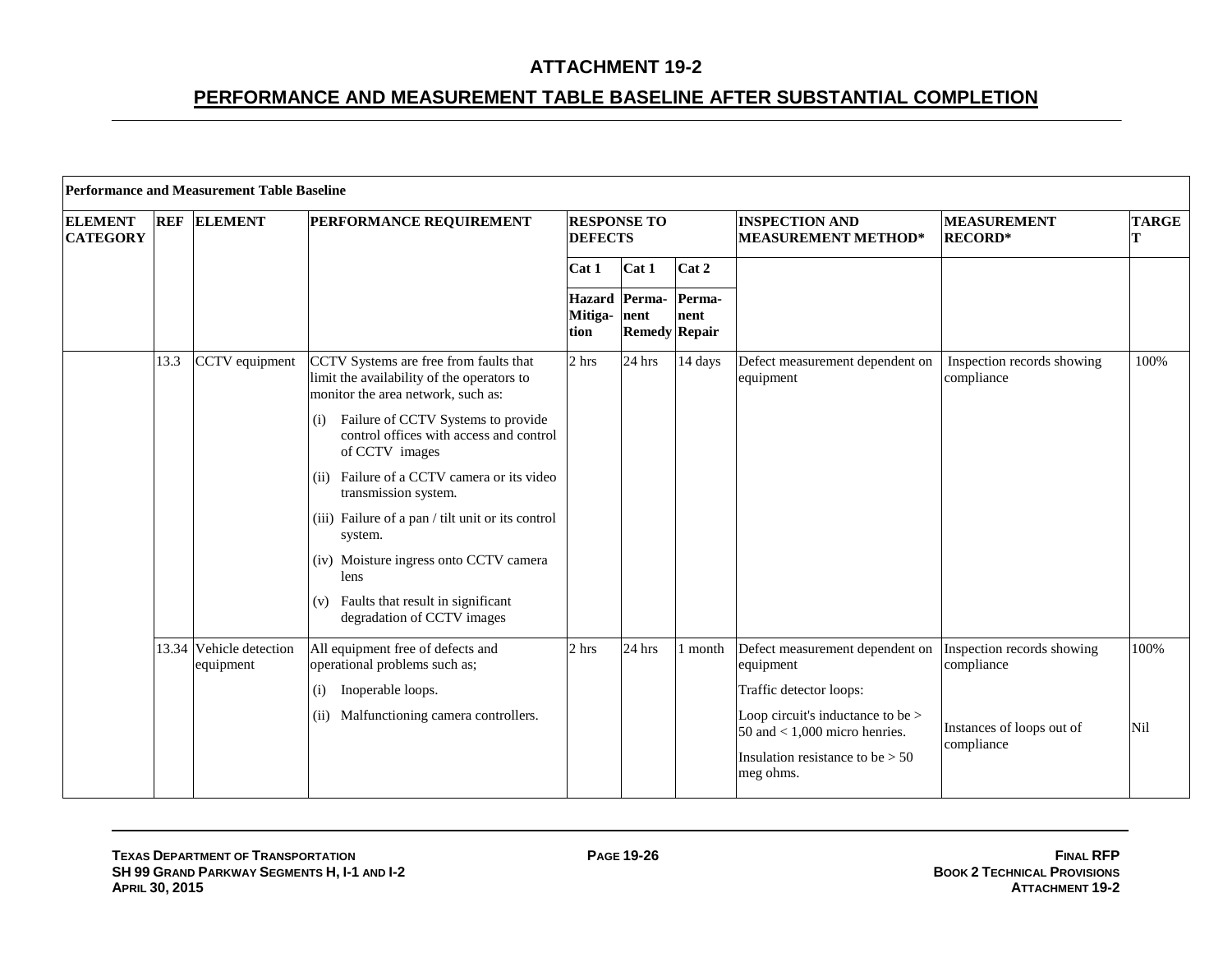# ATTACHMENT 19-2

## PERFORMANCE AND MEASUREMENT TABLE BASELINE AFTER SUBSTANTIAL COMPLETION

| Performance and Measurement Table Baseline | | | | | | | | | |
|---|---|---|---|---|---|---|---|---|---|
| **ELEMENT CATEGORY** | **REF** | **ELEMENT** | **PERFORMANCE REQUIREMENT** | **RESPONSE TO DEFECTS** | | | **INSPECTION AND MEASUREMENT METHOD*** | **MEASUREMENT RECORD*** | **TARGET** |
| | | | | **Cat 1** | **Cat 1** | **Cat 2** | | | |
| | | | | **Hazard Mitiga-tion** | **Perma-nent Remedy** | **Perma-nent Repair** | | | |
| | 13.3 | CCTV equipment | CCTV Systems are free from faults that limit the availability of the operators to monitor the area network, such as:<br>(i) Failure of CCTV Systems to provide control offices with access and control of CCTV images<br>(ii) Failure of a CCTV camera or its video transmission system.<br>(iii) Failure of a pan / tilt unit or its control system.<br>(iv) Moisture ingress onto CCTV camera lens<br>(v) Faults that result in significant degradation of CCTV images | 2 hrs | 24 hrs | 14 days | Defect measurement dependent on equipment | Inspection records showing compliance | 100% |
| | 13.34 | Vehicle detection equipment | All equipment free of defects and operational problems such as;<br>(i) Inoperable loops.<br>(ii) Malfunctioning camera controllers. | 2 hrs | 24 hrs | 1 month | Defect measurement dependent on equipment<br>Traffic detector loops:<br>Loop circuit's inductance to be > 50 and < 1,000 micro henries.<br>Insulation resistance to be > 50 meg ohms. | Inspection records showing compliance<br><br>Instances of loops out of compliance | 100%<br><br>Nil |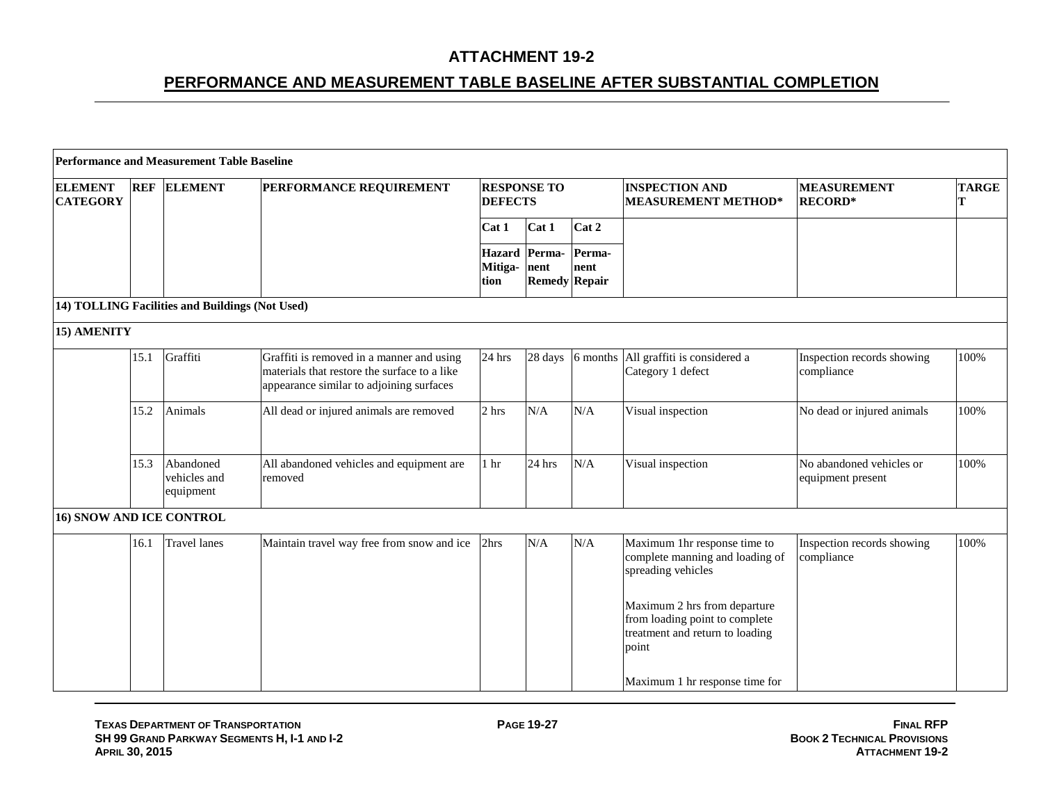# ATTACHMENT 19-2

## PERFORMANCE AND MEASUREMENT TABLE BASELINE AFTER SUBSTANTIAL COMPLETION

| Performance and Measurement Table Baseline | | | | | | | | | |
|---|---|---|---|---|---|---|---|---|---|
| **ELEMENT CATEGORY** | **REF** | **ELEMENT** | **PERFORMANCE REQUIREMENT** | **RESPONSE TO DEFECTS** | | | **INSPECTION AND MEASUREMENT METHOD*** | **MEASUREMENT RECORD*** | **TARGET** |
| | | | | **Cat 1** | **Cat 1** | **Cat 2** | | | |
| | | | | **Hazard Mitigation** | **Permanent Remedy** | **Permanent Repair** | | | |
| **14) TOLLING Facilities and Buildings (Not Used)** | | | | | | | | | |
| **15) AMENITY** | | | | | | | | | |
| | 15.1 | Graffiti | Graffiti is removed in a manner and using materials that restore the surface to a like appearance similar to adjoining surfaces | 24 hrs | 28 days | 6 months | All graffiti is considered a Category 1 defect | Inspection records showing compliance | 100% |
| | 15.2 | Animals | All dead or injured animals are removed | 2 hrs | N/A | N/A | Visual inspection | No dead or injured animals | 100% |
| | 15.3 | Abandoned vehicles and equipment | All abandoned vehicles and equipment are removed | 1 hr | 24 hrs | N/A | Visual inspection | No abandoned vehicles or equipment present | 100% |
| **16) SNOW AND ICE CONTROL** | | | | | | | | | |
| | 16.1 | Travel lanes | Maintain travel way free from snow and ice | 2hrs | N/A | N/A | Maximum 1hr response time to complete manning and loading of spreading vehicles<br><br>Maximum 2 hrs from departure from loading point to complete treatment and return to loading point<br><br>Maximum 1 hr response time for | Inspection records showing compliance | 100% |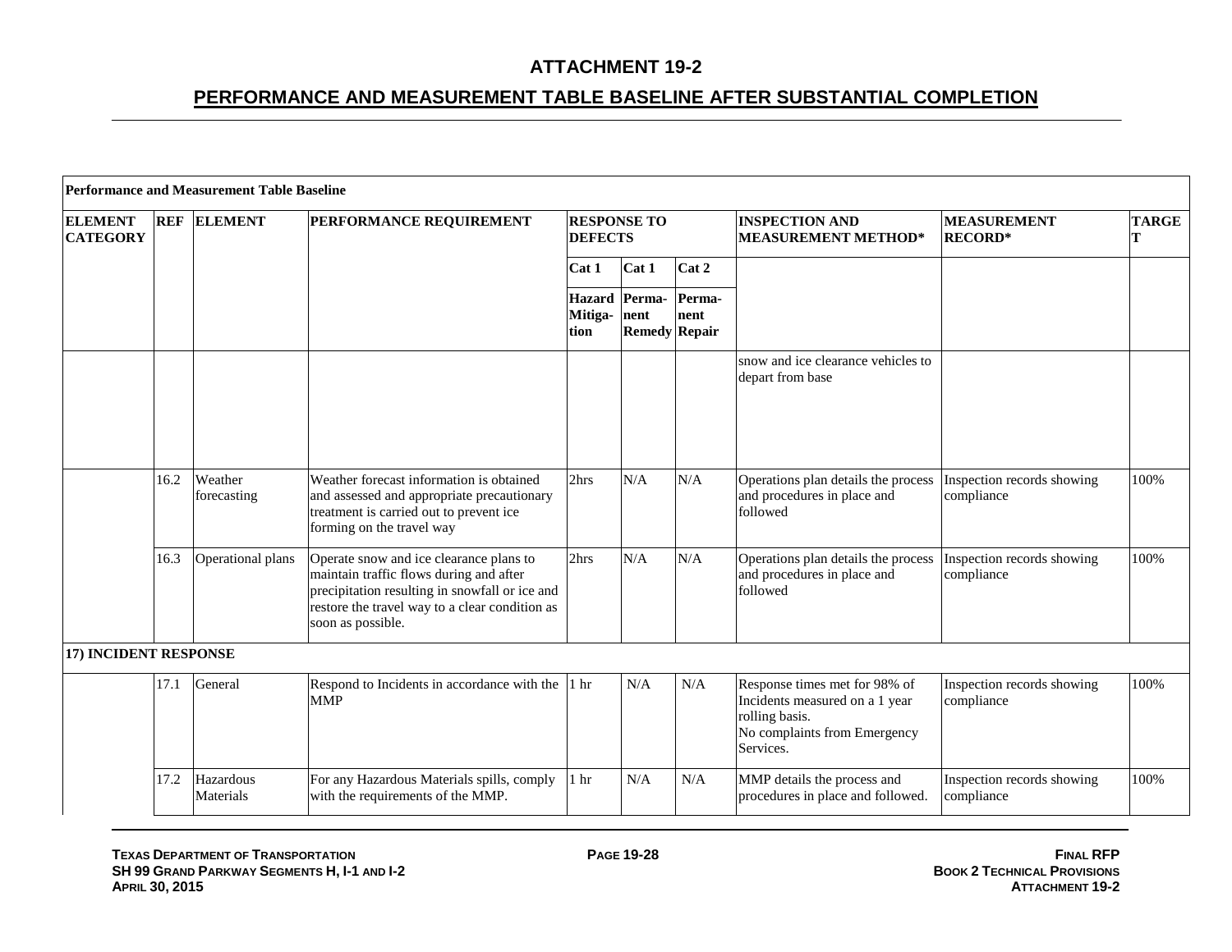# ATTACHMENT 19-2

## PERFORMANCE AND MEASUREMENT TABLE BASELINE AFTER SUBSTANTIAL COMPLETION

| **Performance and Measurement Table Baseline** | | | | | | | | | |
|---|---|---|---|---|---|---|---|---|---|
| **ELEMENT CATEGORY** | **REF** | **ELEMENT** | **PERFORMANCE REQUIREMENT** | **RESPONSE TO DEFECTS** | | | **INSPECTION AND MEASUREMENT METHOD*** | **MEASUREMENT RECORD*** | **TARGET** |
| | | | | **Cat 1** | **Cat 1** | **Cat 2** | | | |
| | | | | **Hazard Mitigation** | **Permanent Remedy** | **Permanent Repair** | | | |
| | | | | | | | snow and ice clearance vehicles to depart from base | | |
| | 16.2 | Weather forecasting | Weather forecast information is obtained and assessed and appropriate precautionary treatment is carried out to prevent ice forming on the travel way | 2hrs | N/A | N/A | Operations plan details the process and procedures in place and followed | Inspection records showing compliance | 100% |
| | 16.3 | Operational plans | Operate snow and ice clearance plans to maintain traffic flows during and after precipitation resulting in snowfall or ice and restore the travel way to a clear condition as soon as possible. | 2hrs | N/A | N/A | Operations plan details the process and procedures in place and followed | Inspection records showing compliance | 100% |
| **17) INCIDENT RESPONSE** | | | | | | | | | |
| | 17.1 | General | Respond to Incidents in accordance with the MMP | 1 hr | N/A | N/A | Response times met for 98% of Incidents measured on a 1 year rolling basis. No complaints from Emergency Services. | Inspection records showing compliance | 100% |
| | 17.2 | Hazardous Materials | For any Hazardous Materials spills, comply with the requirements of the MMP. | 1 hr | N/A | N/A | MMP details the process and procedures in place and followed. | Inspection records showing compliance | 100% |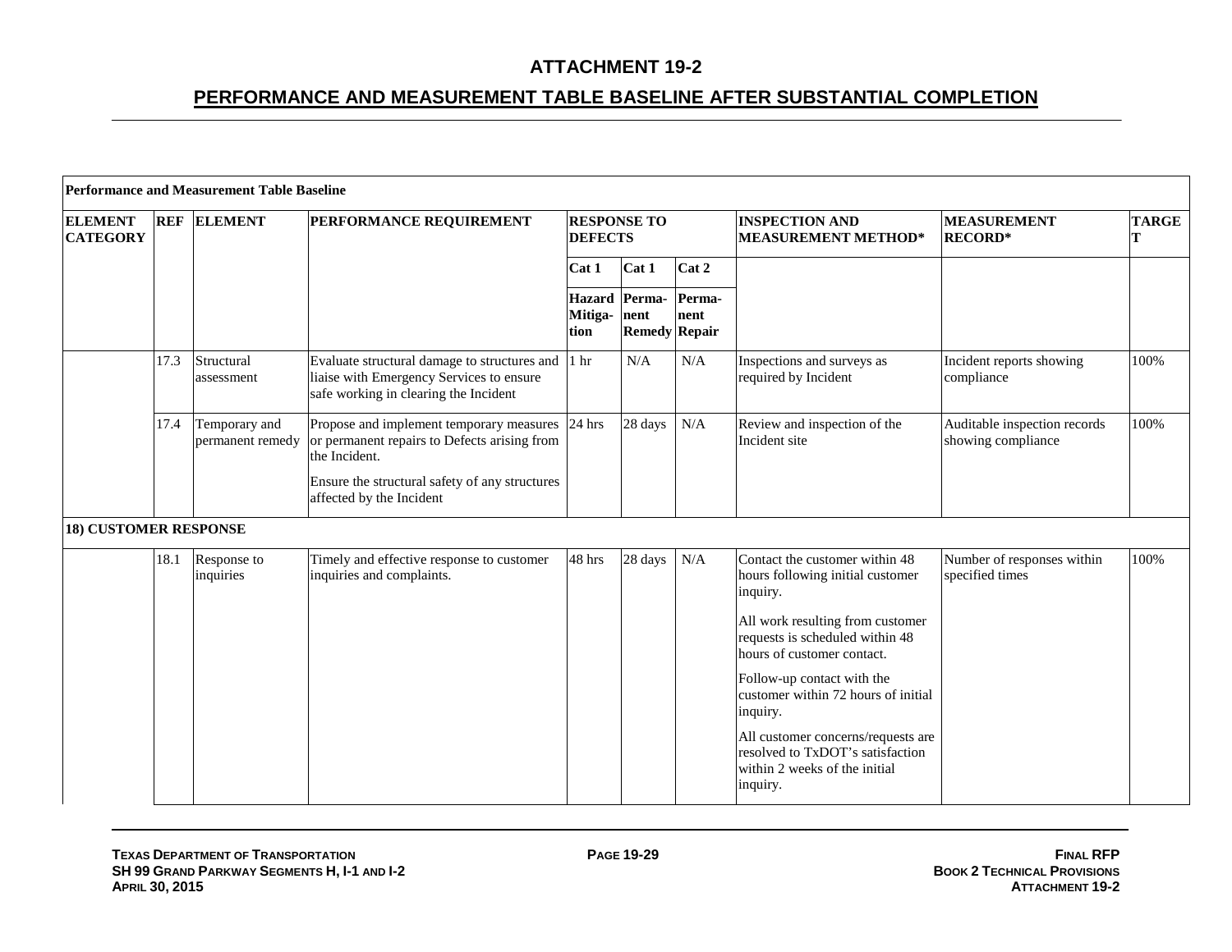# ATTACHMENT 19-2

## PERFORMANCE AND MEASUREMENT TABLE BASELINE AFTER SUBSTANTIAL COMPLETION

**Performance and Measurement Table Baseline**

| ELEMENT CATEGORY | REF | ELEMENT | PERFORMANCE REQUIREMENT | RESPONSE TO DEFECTS | | | INSPECTION AND MEASUREMENT METHOD* | MEASUREMENT RECORD* | TARGET |
|---|---|---|---|---|---|---|---|---|---|
| | | | | Cat 1 | Cat 1 | Cat 2 | | | |
| | | | | Hazard Mitigation | Permanent Remedy | Permanent Repair | | | |
| | 17.3 | Structural assessment | Evaluate structural damage to structures and liaise with Emergency Services to ensure safe working in clearing the Incident | 1 hr | N/A | N/A | Inspections and surveys as required by Incident | Incident reports showing compliance | 100% |
| | 17.4 | Temporary and permanent remedy | Propose and implement temporary measures or permanent repairs to Defects arising from the Incident.<br><br>Ensure the structural safety of any structures affected by the Incident | 24 hrs | 28 days | N/A | Review and inspection of the Incident site | Auditable inspection records showing compliance | 100% |
| **18) CUSTOMER RESPONSE** | | | | | | | | | |
| | 18.1 | Response to inquiries | Timely and effective response to customer inquiries and complaints. | 48 hrs | 28 days | N/A | Contact the customer within 48 hours following initial customer inquiry.<br><br>All work resulting from customer requests is scheduled within 48 hours of customer contact.<br><br>Follow-up contact with the customer within 72 hours of initial inquiry.<br><br>All customer concerns/requests are resolved to TxDOT's satisfaction within 2 weeks of the initial inquiry. | Number of responses within specified times | 100% |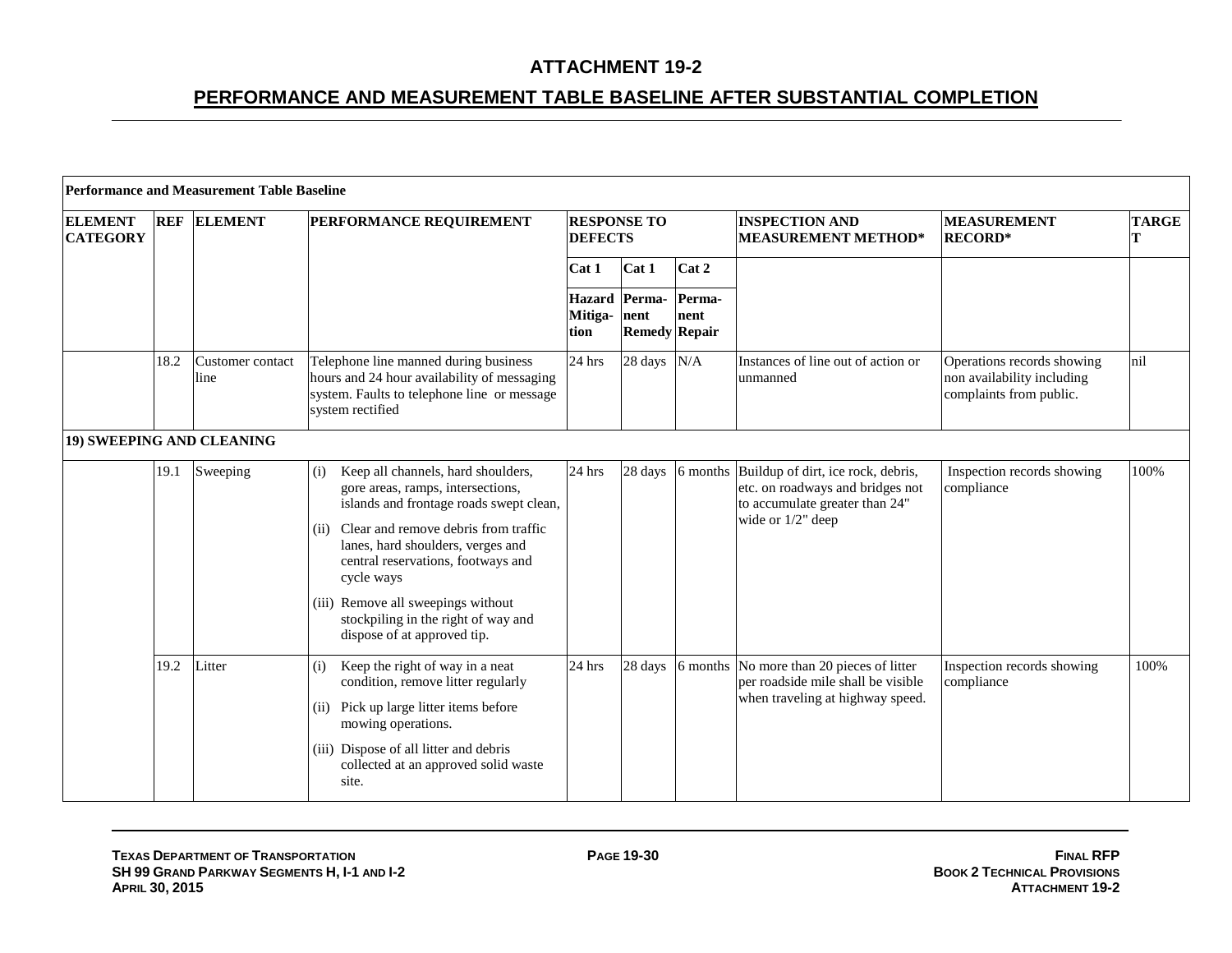# ATTACHMENT 19-2

## PERFORMANCE AND MEASUREMENT TABLE BASELINE AFTER SUBSTANTIAL COMPLETION

| Performance and Measurement Table Baseline | | | | | | | | | |
|---|---|---|---|---|---|---|---|---|---|
| **ELEMENT CATEGORY** | **REF** | **ELEMENT** | **PERFORMANCE REQUIREMENT** | **RESPONSE TO DEFECTS** | | | **INSPECTION AND MEASUREMENT METHOD*** | **MEASUREMENT RECORD*** | **TARGET** |
| | | | | **Cat 1** | **Cat 1** | **Cat 2** | | | |
| | | | | **Hazard Mitigation** | **Permanent Remedy** | **Permanent Repair** | | | |
| | 18.2 | Customer contact line | Telephone line manned during business hours and 24 hour availability of messaging system. Faults to telephone line or message system rectified | 24 hrs | 28 days | N/A | Instances of line out of action or unmanned | Operations records showing non availability including complaints from public. | nil |
| **19) SWEEPING AND CLEANING** | | | | | | | | | |
| | 19.1 | Sweeping | (i) Keep all channels, hard shoulders, gore areas, ramps, intersections, islands and frontage roads swept clean, (ii) Clear and remove debris from traffic lanes, hard shoulders, verges and central reservations, footways and cycle ways (iii) Remove all sweepings without stockpiling in the right of way and dispose of at approved tip. | 24 hrs | 28 days | 6 months | Buildup of dirt, ice rock, debris, etc. on roadways and bridges not to accumulate greater than 24" wide or 1/2" deep | Inspection records showing compliance | 100% |
| | 19.2 | Litter | (i) Keep the right of way in a neat condition, remove litter regularly (ii) Pick up large litter items before mowing operations. (iii) Dispose of all litter and debris collected at an approved solid waste site. | 24 hrs | 28 days | 6 months | No more than 20 pieces of litter per roadside mile shall be visible when traveling at highway speed. | Inspection records showing compliance | 100% |